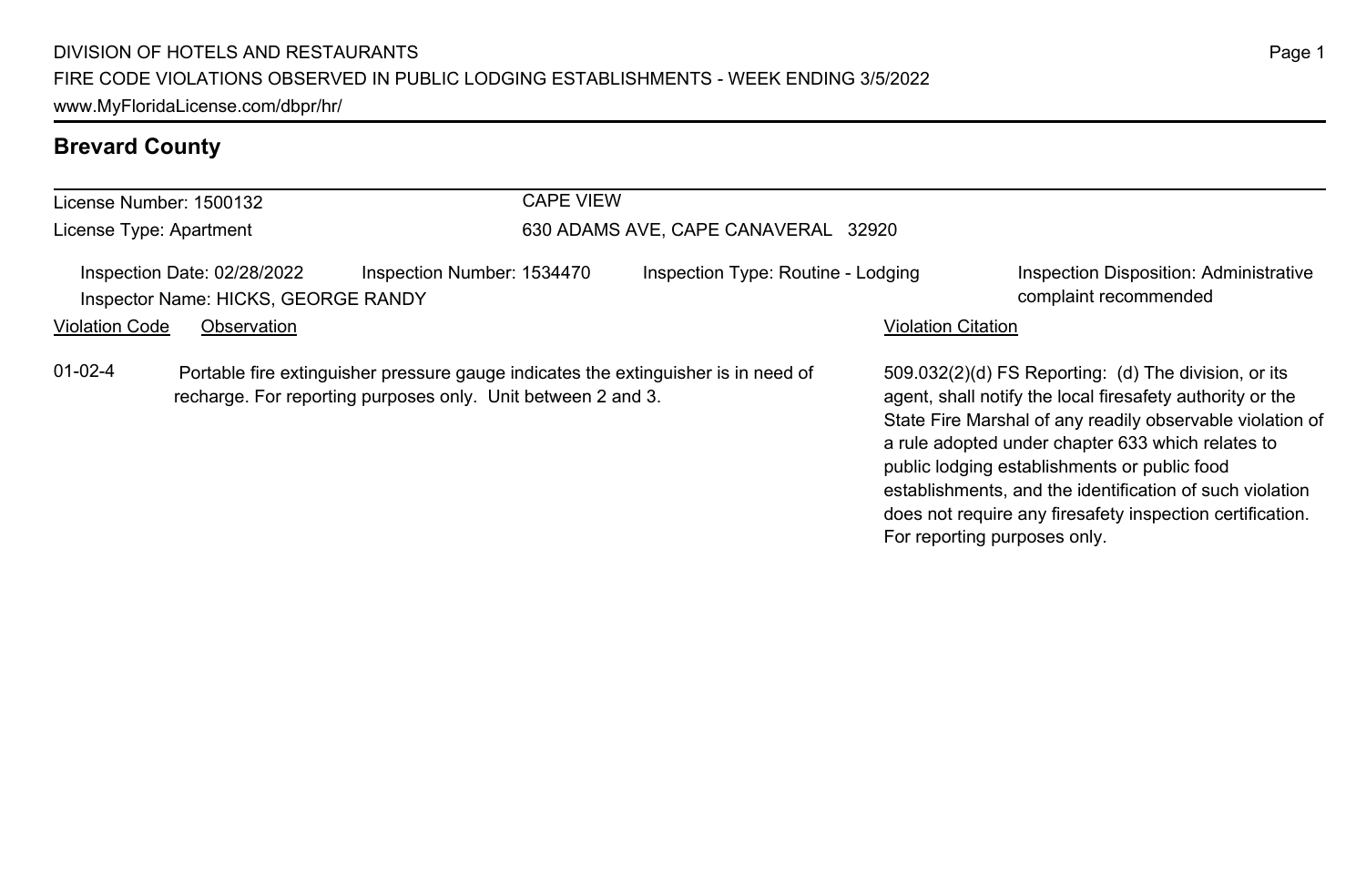DIVISION OF HOTELS AND RESTAURANTS

FIRE CODE VIOLATIONS OBSERVED IN PUBLIC LODGING ESTABLISHMENTS - WEEK ENDING 3/5/2022

www.MyFloridaLicense.com/dbpr/hr/

## Brevard County

License Number: 1500132

License Type: Apartment

CAPE VIEW

630 ADAMS AVE, CAPE CANAVERAL 32920

Inspection Date: 02/28/2022

Inspector Name: HICKS, GEORGE RANDY

Inspection Number: 1534470

Inspection Type: Routine - Lodging

Inspection Disposition: Administrative complaint recommended

| Violation Code | Observation | Violation Citation |
| --- | --- | --- |
| 01-02-4 | Portable fire extinguisher pressure gauge indicates the extinguisher is in need of recharge. For reporting purposes only. Unit between 2 and 3. | 509.032(2)(d) FS Reporting: (d) The division, or its agent, shall notify the local firesafety authority or the State Fire Marshal of any readily observable violation of a rule adopted under chapter 633 which relates to public lodging establishments or public food establishments, and the identification of such violation does not require any firesafety inspection certification. For reporting purposes only. |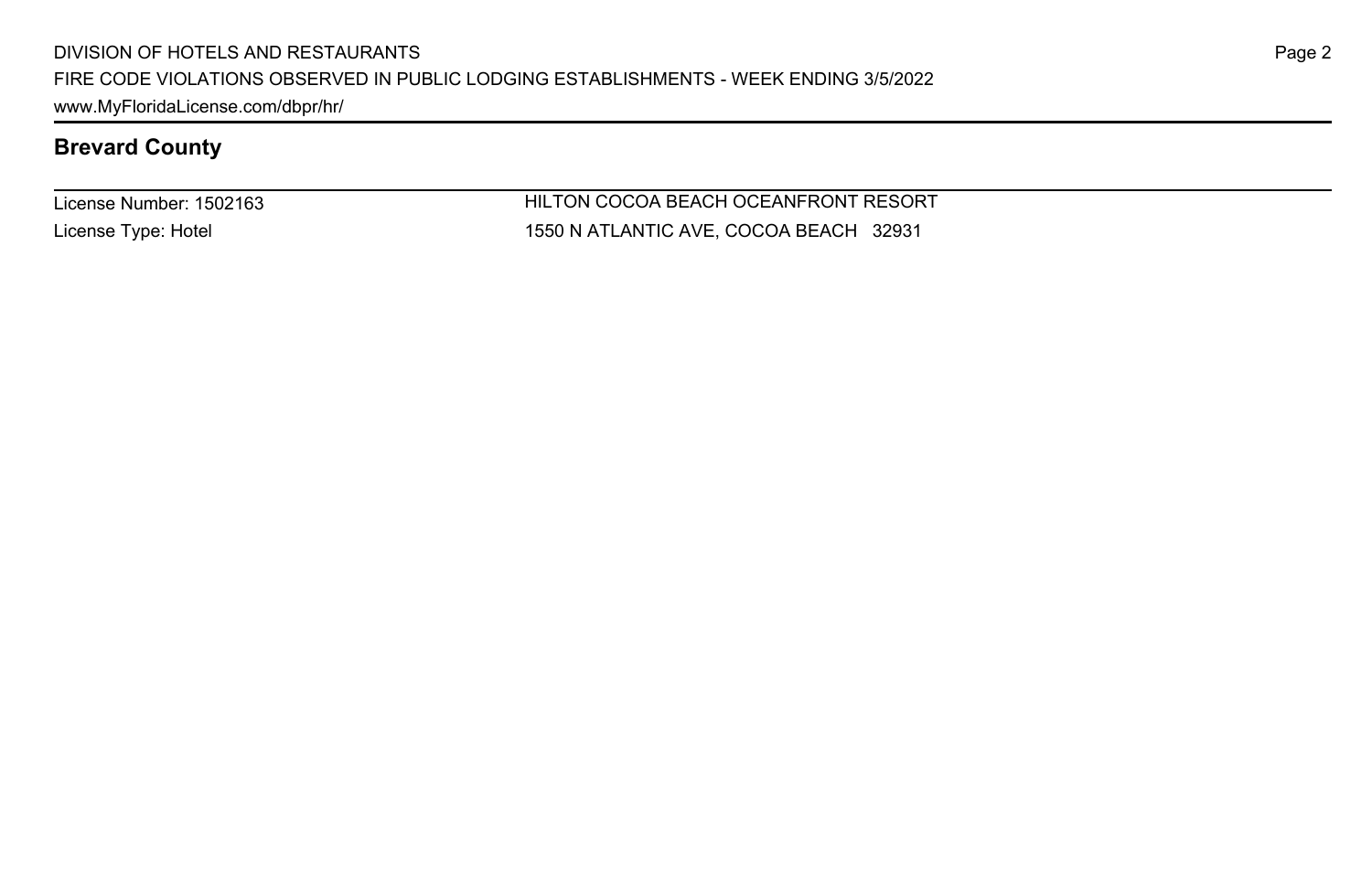## Brevard County

License Number: 1502163

License Type: Hotel

HILTON COCOA BEACH OCEANFRONT RESORT

1550 N ATLANTIC AVE, COCOA BEACH 32931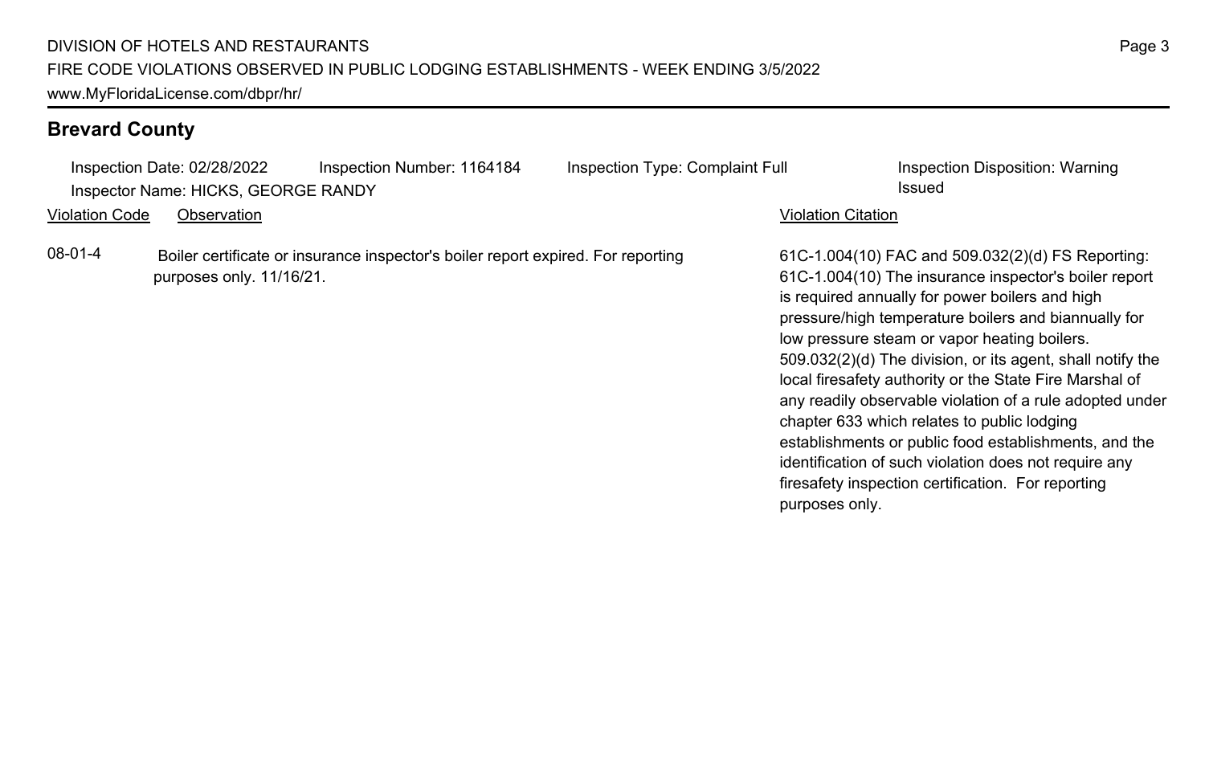## Brevard County

Inspection Date: 02/28/2022 Inspection Number: 1164184 Inspection Type: Complaint Full Inspection Disposition: Warning Issued

Inspector Name: HICKS, GEORGE RANDY

| Violation Code | Observation | Violation Citation |
| --- | --- | --- |
| 08-01-4 | Boiler certificate or insurance inspector's boiler report expired. For reporting purposes only. 11/16/21. | 61C-1.004(10) FAC and 509.032(2)(d) FS Reporting: 61C-1.004(10) The insurance inspector's boiler report is required annually for power boilers and high pressure/high temperature boilers and biannually for low pressure steam or vapor heating boilers. 509.032(2)(d) The division, or its agent, shall notify the local firesafety authority or the State Fire Marshal of any readily observable violation of a rule adopted under chapter 633 which relates to public lodging establishments or public food establishments, and the identification of such violation does not require any firesafety inspection certification. For reporting purposes only. |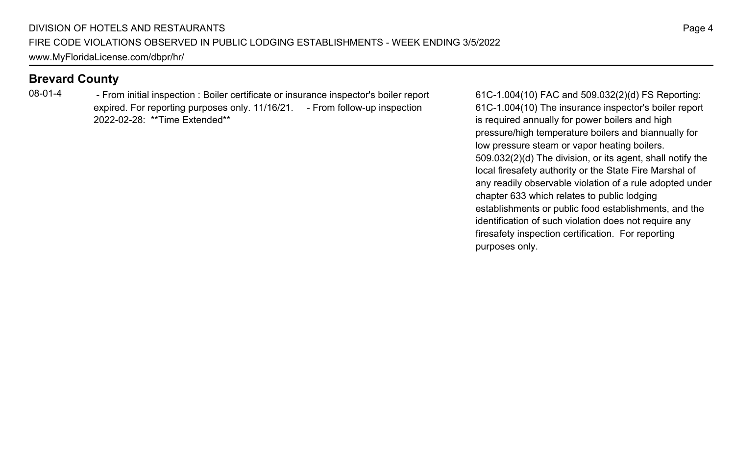## Brevard County

| | | |
|---|---|---|
| 08-01-4 | - From initial inspection : Boiler certificate or insurance inspector's boiler report expired. For reporting purposes only. 11/16/21. - From follow-up inspection 2022-02-28: **Time Extended** | 61C-1.004(10) FAC and 509.032(2)(d) FS Reporting: 61C-1.004(10) The insurance inspector's boiler report is required annually for power boilers and high pressure/high temperature boilers and biannually for low pressure steam or vapor heating boilers. 509.032(2)(d) The division, or its agent, shall notify the local firesafety authority or the State Fire Marshal of any readily observable violation of a rule adopted under chapter 633 which relates to public lodging establishments or public food establishments, and the identification of such violation does not require any firesafety inspection certification. For reporting purposes only. |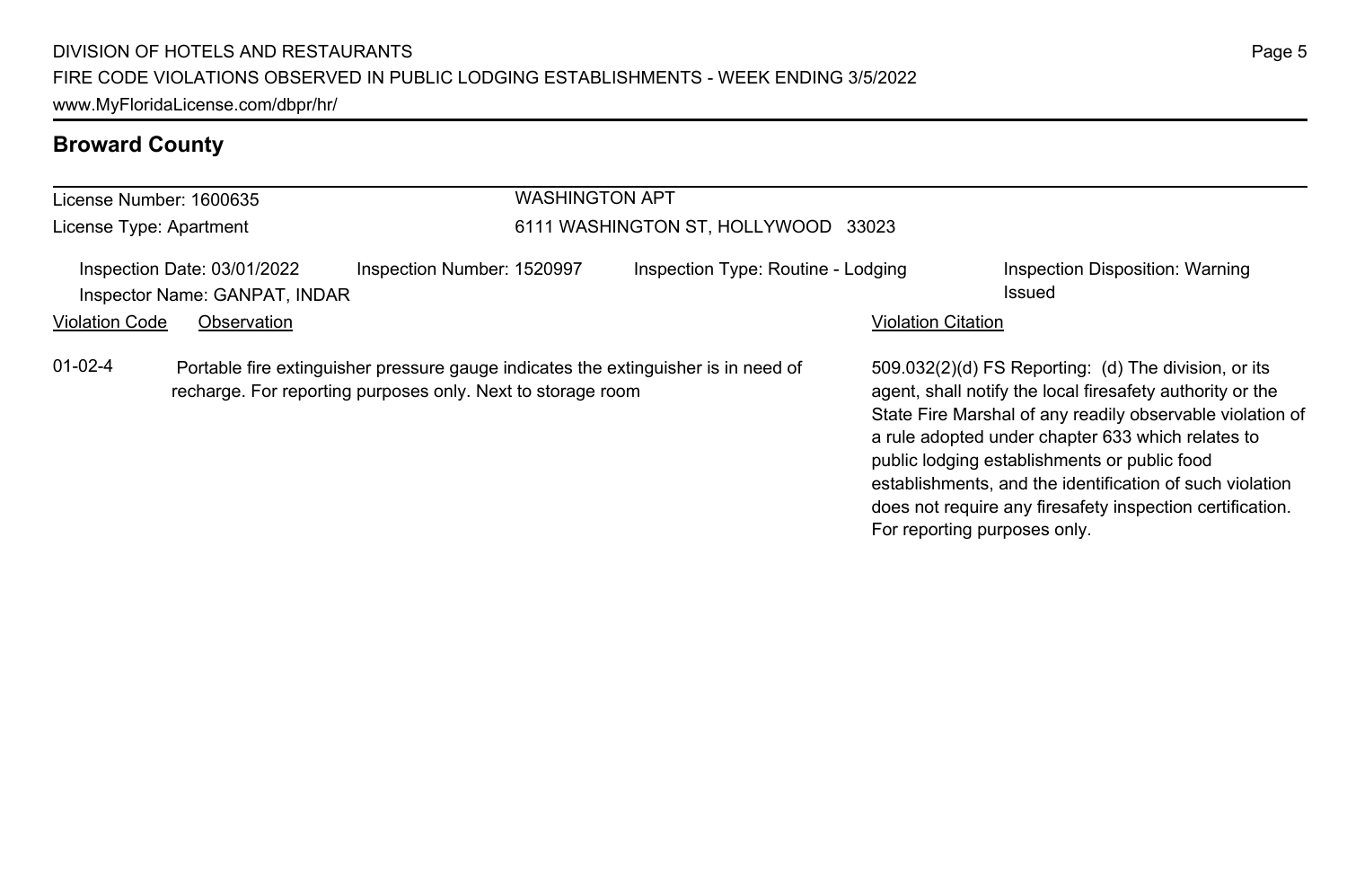## Broward County

License Number: 1600635
License Type: Apartment

WASHINGTON APT
6111 WASHINGTON ST, HOLLYWOOD 33023

Inspection Date: 03/01/2022
Inspector Name: GANPAT, INDAR
Inspection Number: 1520997
Inspection Type: Routine - Lodging
Inspection Disposition: Warning Issued

| Violation Code | Observation | Violation Citation |
| --- | --- | --- |
| 01-02-4 | Portable fire extinguisher pressure gauge indicates the extinguisher is in need of recharge. For reporting purposes only. Next to storage room | 509.032(2)(d) FS Reporting: (d) The division, or its agent, shall notify the local firesafety authority or the State Fire Marshal of any readily observable violation of a rule adopted under chapter 633 which relates to public lodging establishments or public food establishments, and the identification of such violation does not require any firesafety inspection certification. For reporting purposes only. |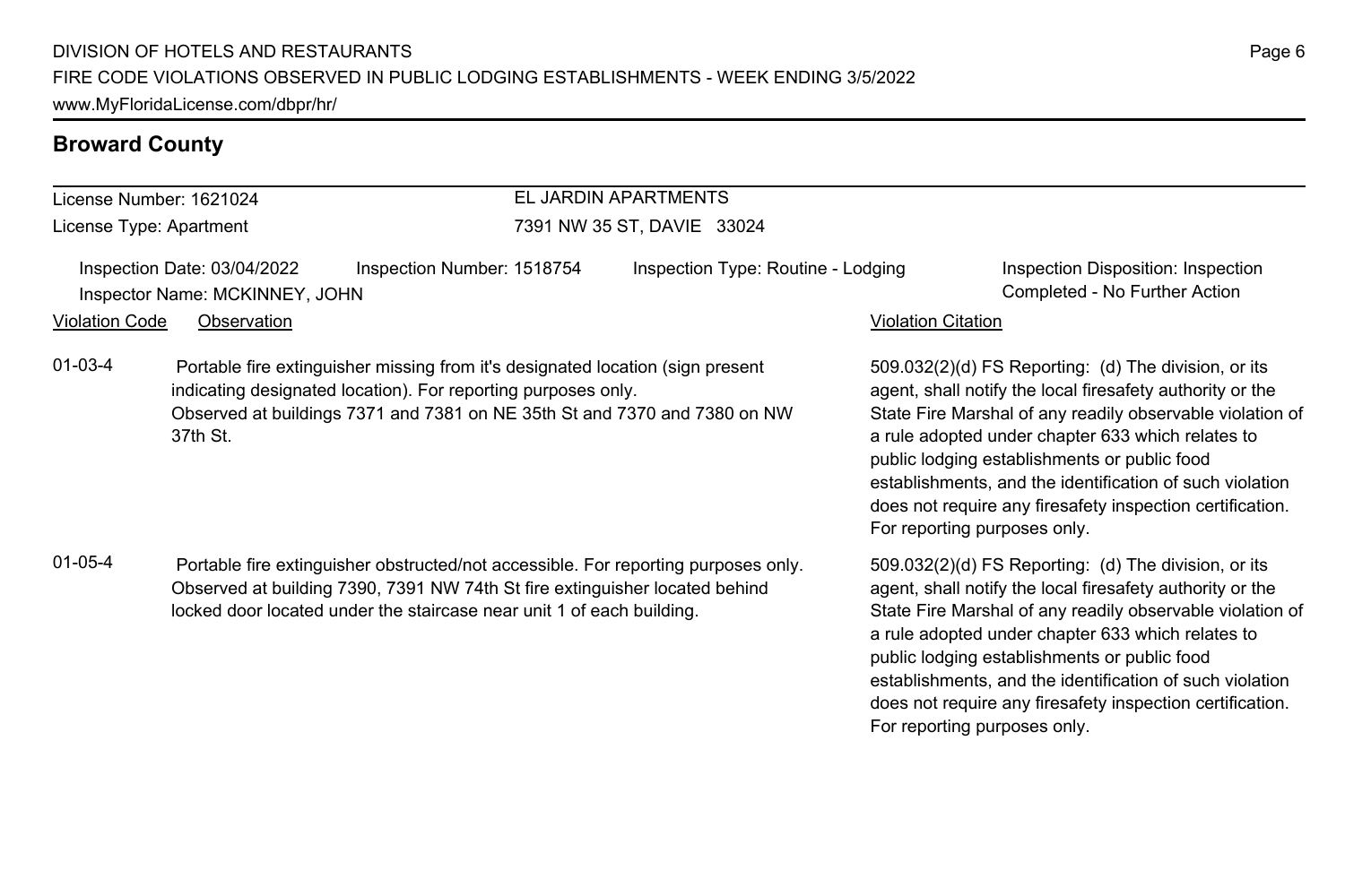## Broward County

License Number: 1621024
License Type: Apartment

EL JARDIN APARTMENTS
7391 NW 35 ST, DAVIE 33024

Inspection Date: 03/04/2022 | Inspection Number: 1518754 | Inspection Type: Routine - Lodging | Inspection Disposition: Inspection Completed - No Further Action

Inspector Name: MCKINNEY, JOHN

| Violation Code | Observation | Violation Citation |
| --- | --- | --- |
| 01-03-4 | Portable fire extinguisher missing from it's designated location (sign present indicating designated location). For reporting purposes only. Observed at buildings 7371 and 7381 on NE 35th St and 7370 and 7380 on NW 37th St. | 509.032(2)(d) FS Reporting: (d) The division, or its agent, shall notify the local firesafety authority or the State Fire Marshal of any readily observable violation of a rule adopted under chapter 633 which relates to public lodging establishments or public food establishments, and the identification of such violation does not require any firesafety inspection certification. For reporting purposes only. |
| 01-05-4 | Portable fire extinguisher obstructed/not accessible. For reporting purposes only. Observed at building 7390, 7391 NW 74th St fire extinguisher located behind locked door located under the staircase near unit 1 of each building. | 509.032(2)(d) FS Reporting: (d) The division, or its agent, shall notify the local firesafety authority or the State Fire Marshal of any readily observable violation of a rule adopted under chapter 633 which relates to public lodging establishments or public food establishments, and the identification of such violation does not require any firesafety inspection certification. For reporting purposes only. |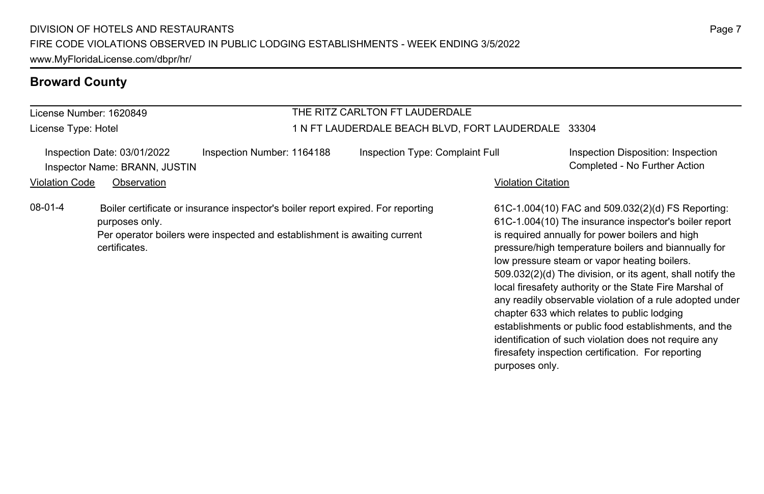## Broward County

License Number: 1620849
License Type: Hotel

THE RITZ CARLTON FT LAUDERDALE
1 N FT LAUDERDALE BEACH BLVD, FORT LAUDERDALE 33304

Inspection Date: 03/01/2022
Inspector Name: BRANN, JUSTIN
Inspection Number: 1164188
Inspection Type: Complaint Full
Inspection Disposition: Inspection Completed - No Further Action

| Violation Code | Observation | Violation Citation |
| --- | --- | --- |
| 08-01-4 | Boiler certificate or insurance inspector's boiler report expired. For reporting purposes only. Per operator boilers were inspected and establishment is awaiting current certificates. | 61C-1.004(10) FAC and 509.032(2)(d) FS Reporting: 61C-1.004(10) The insurance inspector's boiler report is required annually for power boilers and high pressure/high temperature boilers and biannually for low pressure steam or vapor heating boilers. 509.032(2)(d) The division, or its agent, shall notify the local firesafety authority or the State Fire Marshal of any readily observable violation of a rule adopted under chapter 633 which relates to public lodging establishments or public food establishments, and the identification of such violation does not require any firesafety inspection certification. For reporting purposes only. |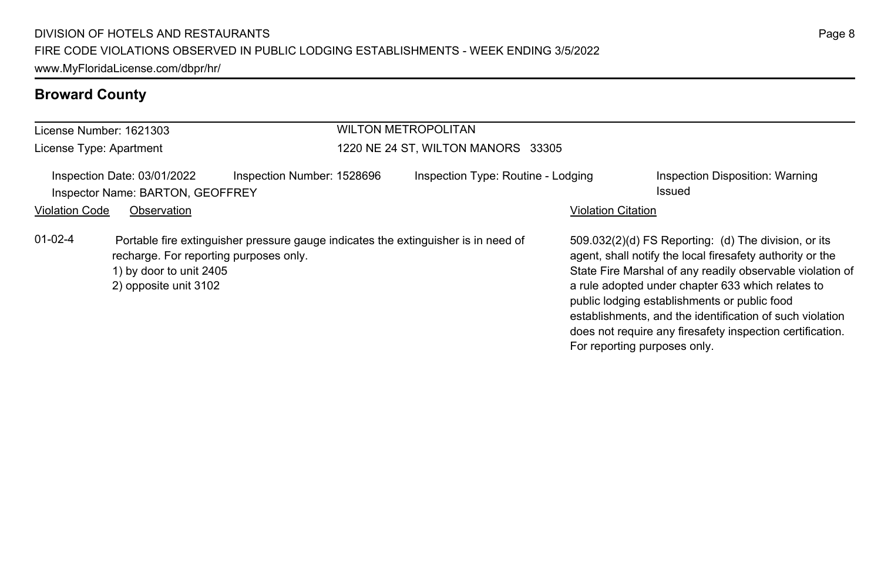## Broward County

License Number: 1621303
License Type: Apartment

WILTON METROPOLITAN
1220 NE 24 ST, WILTON MANORS 33305

Inspection Date: 03/01/2022 | Inspection Number: 1528696 | Inspection Type: Routine - Lodging | Inspection Disposition: Warning Issued
Inspector Name: BARTON, GEOFFREY

| Violation Code | Observation | Violation Citation |
| --- | --- | --- |
| 01-02-4 | Portable fire extinguisher pressure gauge indicates the extinguisher is in need of recharge. For reporting purposes only.<br>1) by door to unit 2405<br>2) opposite unit 3102 | 509.032(2)(d) FS Reporting: (d) The division, or its agent, shall notify the local firesafety authority or the State Fire Marshal of any readily observable violation of a rule adopted under chapter 633 which relates to public lodging establishments or public food establishments, and the identification of such violation does not require any firesafety inspection certification. For reporting purposes only. |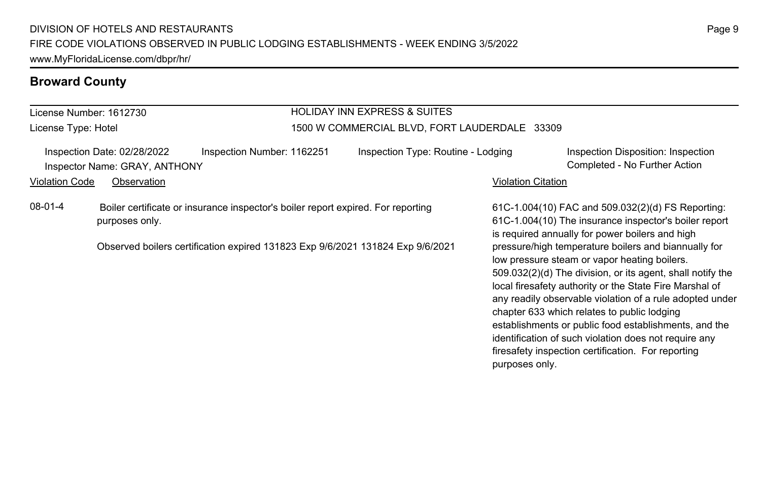## Broward County

License Number: 1612730
License Type: Hotel

HOLIDAY INN EXPRESS & SUITES
1500 W COMMERCIAL BLVD, FORT LAUDERDALE 33309

Inspection Date: 02/28/2022
Inspector Name: GRAY, ANTHONY
Inspection Number: 1162251
Inspection Type: Routine - Lodging
Inspection Disposition: Inspection Completed - No Further Action

| Violation Code | Observation | Violation Citation |
| --- | --- | --- |
| 08-01-4 | Boiler certificate or insurance inspector's boiler report expired. For reporting purposes only.<br><br>Observed boilers certification expired 131823 Exp 9/6/2021 131824 Exp 9/6/2021 | 61C-1.004(10) FAC and 509.032(2)(d) FS Reporting: 61C-1.004(10) The insurance inspector's boiler report is required annually for power boilers and high pressure/high temperature boilers and biannually for low pressure steam or vapor heating boilers. 509.032(2)(d) The division, or its agent, shall notify the local firesafety authority or the State Fire Marshal of any readily observable violation of a rule adopted under chapter 633 which relates to public lodging establishments or public food establishments, and the identification of such violation does not require any firesafety inspection certification. For reporting purposes only. |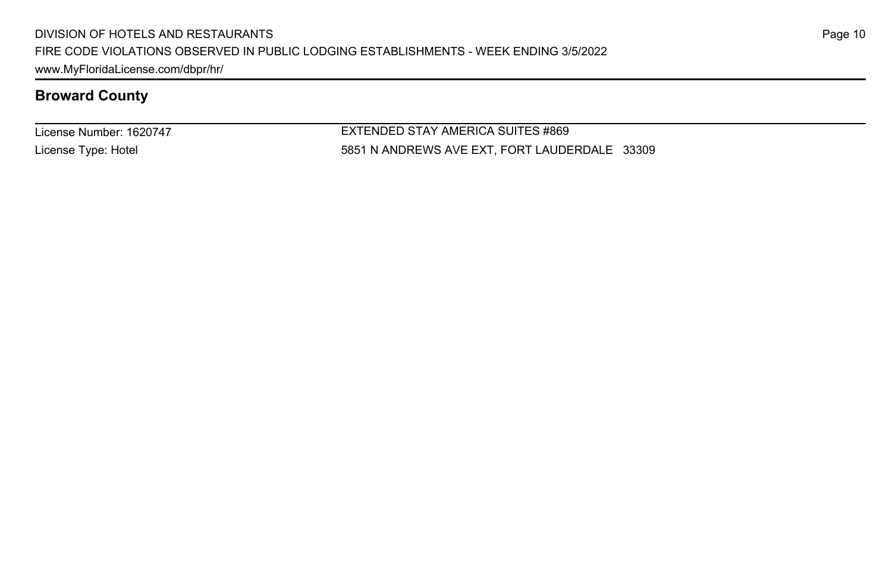## Broward County

| | |
|---|---|
| License Number: 1620747 | EXTENDED STAY AMERICA SUITES #869 |
| License Type: Hotel | 5851 N ANDREWS AVE EXT, FORT LAUDERDALE 33309 |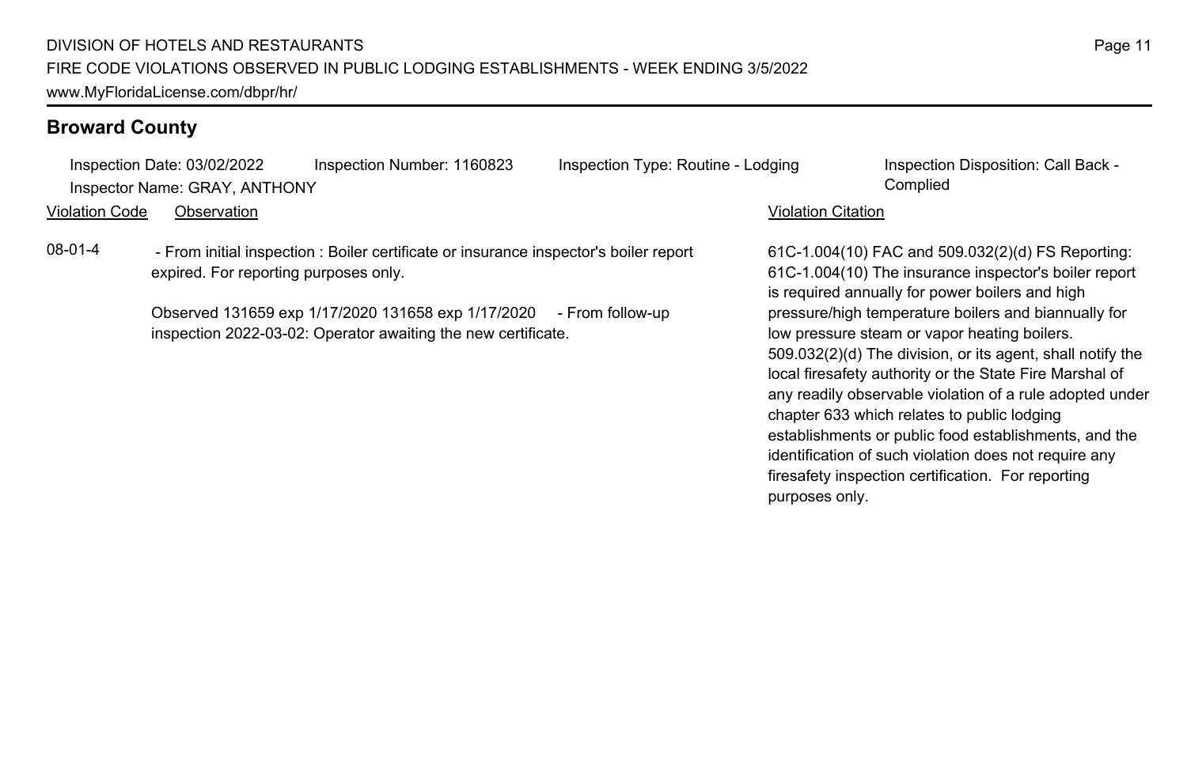## Broward County

Inspection Date: 03/02/2022 Inspection Number: 1160823 Inspection Type: Routine - Lodging Inspection Disposition: Call Back - Complied
Inspector Name: GRAY, ANTHONY

| Violation Code | Observation | Violation Citation |
|---|---|---|
| 08-01-4 | - From initial inspection : Boiler certificate or insurance inspector's boiler report expired. For reporting purposes only.<br><br>Observed 131659 exp 1/17/2020 131658 exp 1/17/2020 - From follow-up inspection 2022-03-02: Operator awaiting the new certificate. | 61C-1.004(10) FAC and 509.032(2)(d) FS Reporting: 61C-1.004(10) The insurance inspector's boiler report is required annually for power boilers and high pressure/high temperature boilers and biannually for low pressure steam or vapor heating boilers. 509.032(2)(d) The division, or its agent, shall notify the local firesafety authority or the State Fire Marshal of any readily observable violation of a rule adopted under chapter 633 which relates to public lodging establishments or public food establishments, and the identification of such violation does not require any firesafety inspection certification. For reporting purposes only. |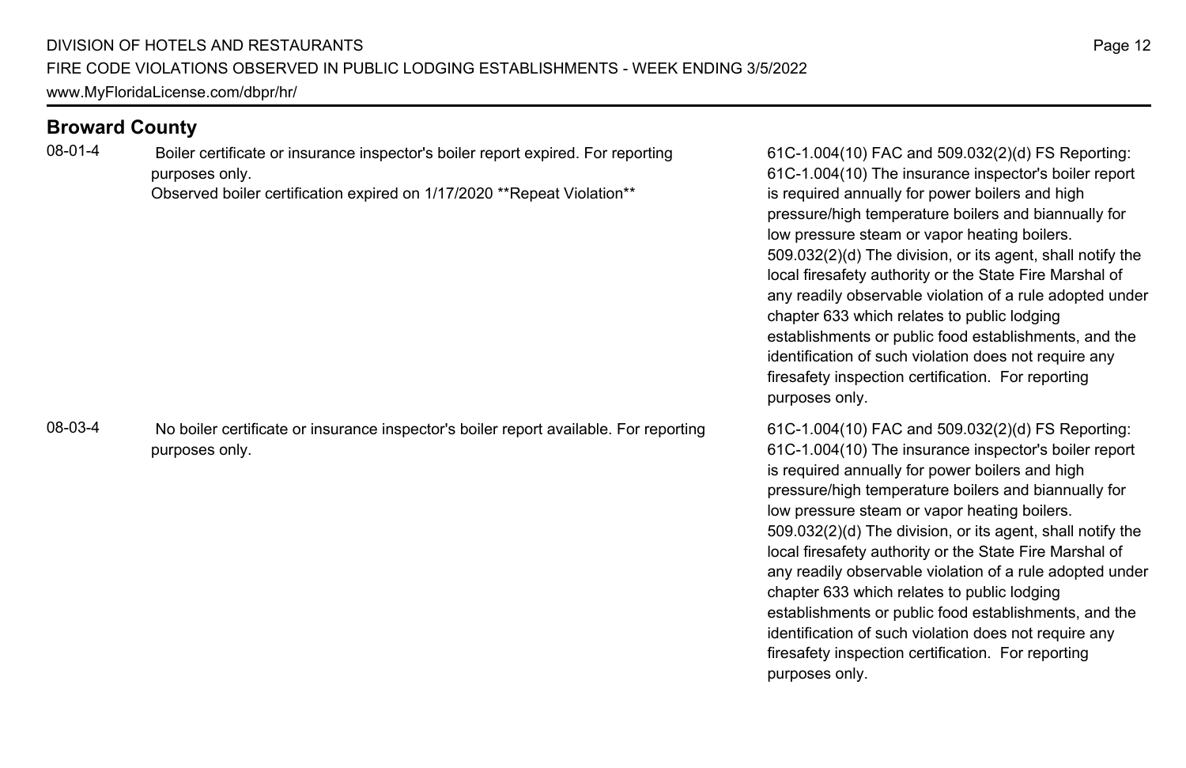## Broward County

| | | |
|---|---|---|
| 08-01-4 | Boiler certificate or insurance inspector's boiler report expired. For reporting purposes only.<br>Observed boiler certification expired on 1/17/2020 **Repeat Violation** | 61C-1.004(10) FAC and 509.032(2)(d) FS Reporting: 61C-1.004(10) The insurance inspector's boiler report is required annually for power boilers and high pressure/high temperature boilers and biannually for low pressure steam or vapor heating boilers. 509.032(2)(d) The division, or its agent, shall notify the local firesafety authority or the State Fire Marshal of any readily observable violation of a rule adopted under chapter 633 which relates to public lodging establishments or public food establishments, and the identification of such violation does not require any firesafety inspection certification. For reporting purposes only. |
| 08-03-4 | No boiler certificate or insurance inspector's boiler report available. For reporting purposes only. | 61C-1.004(10) FAC and 509.032(2)(d) FS Reporting: 61C-1.004(10) The insurance inspector's boiler report is required annually for power boilers and high pressure/high temperature boilers and biannually for low pressure steam or vapor heating boilers. 509.032(2)(d) The division, or its agent, shall notify the local firesafety authority or the State Fire Marshal of any readily observable violation of a rule adopted under chapter 633 which relates to public lodging establishments or public food establishments, and the identification of such violation does not require any firesafety inspection certification. For reporting purposes only. |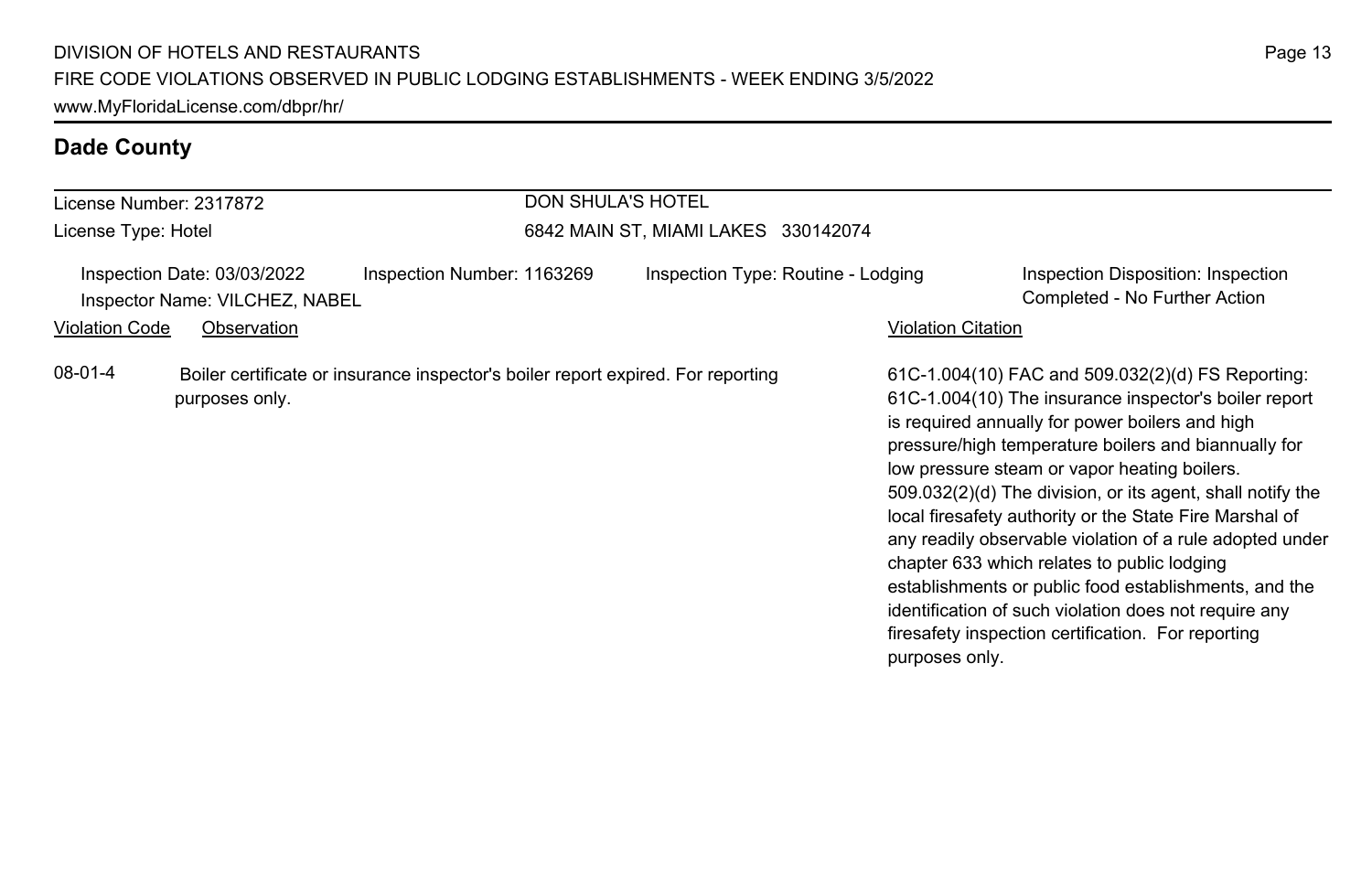## Dade County

| | |
|---|---|
| License Number: 2317872 | DON SHULA'S HOTEL |
| License Type: Hotel | 6842 MAIN ST, MIAMI LAKES 330142074 |

Inspection Date: 03/03/2022 | Inspection Number: 1163269 | Inspection Type: Routine - Lodging | Inspection Disposition: Inspection Completed - No Further Action

Inspector Name: VILCHEZ, NABEL

| Violation Code | Observation | Violation Citation |
|---|---|---|
| 08-01-4 | Boiler certificate or insurance inspector's boiler report expired. For reporting purposes only. | 61C-1.004(10) FAC and 509.032(2)(d) FS Reporting: 61C-1.004(10) The insurance inspector's boiler report is required annually for power boilers and high pressure/high temperature boilers and biannually for low pressure steam or vapor heating boilers. 509.032(2)(d) The division, or its agent, shall notify the local firesafety authority or the State Fire Marshal of any readily observable violation of a rule adopted under chapter 633 which relates to public lodging establishments or public food establishments, and the identification of such violation does not require any firesafety inspection certification. For reporting purposes only. |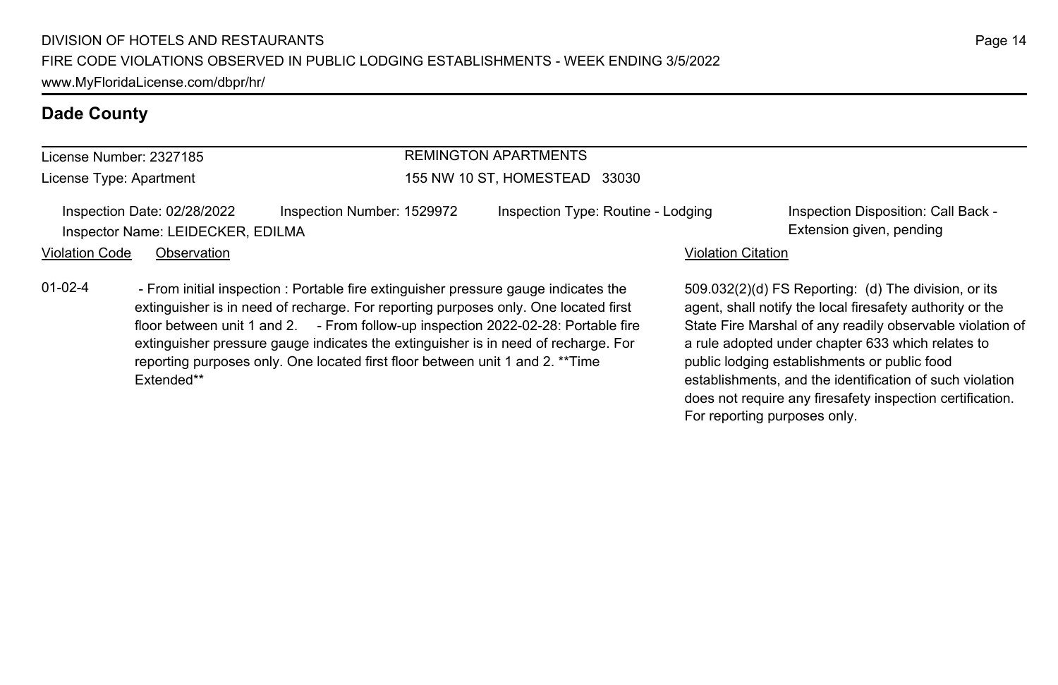## Dade County

License Number: 2327185

License Type: Apartment

REMINGTON APARTMENTS

155 NW 10 ST, HOMESTEAD 33030

Inspection Date: 02/28/2022 Inspection Number: 1529972 Inspection Type: Routine - Lodging Inspection Disposition: Call Back - Extension given, pending

Inspector Name: LEIDECKER, EDILMA

| Violation Code | Observation | Violation Citation |
| --- | --- | --- |
| 01-02-4 | - From initial inspection : Portable fire extinguisher pressure gauge indicates the extinguisher is in need of recharge. For reporting purposes only. One located first floor between unit 1 and 2. - From follow-up inspection 2022-02-28: Portable fire extinguisher pressure gauge indicates the extinguisher is in need of recharge. For reporting purposes only. One located first floor between unit 1 and 2. **Time Extended** | 509.032(2)(d) FS Reporting: (d) The division, or its agent, shall notify the local firesafety authority or the State Fire Marshal of any readily observable violation of a rule adopted under chapter 633 which relates to public lodging establishments or public food establishments, and the identification of such violation does not require any firesafety inspection certification. For reporting purposes only. |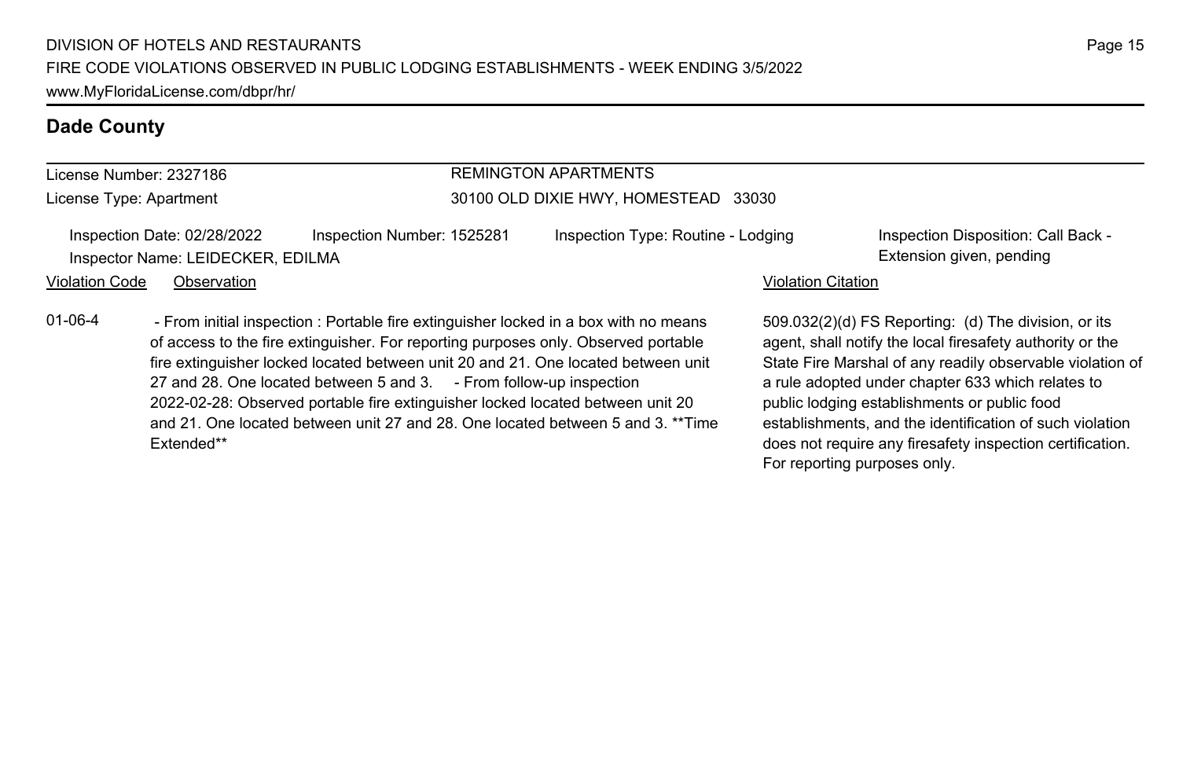## Dade County

License Number: 2327186

License Type: Apartment

REMINGTON APARTMENTS

30100 OLD DIXIE HWY, HOMESTEAD 33030

Inspection Date: 02/28/2022 Inspection Number: 1525281 Inspection Type: Routine - Lodging Inspection Disposition: Call Back - Extension given, pending

Inspector Name: LEIDECKER, EDILMA

| Violation Code | Observation | Violation Citation |
|---|---|---|
| 01-06-4 | - From initial inspection : Portable fire extinguisher locked in a box with no means of access to the fire extinguisher. For reporting purposes only. Observed portable fire extinguisher locked located between unit 20 and 21. One located between unit 27 and 28. One located between 5 and 3. - From follow-up inspection 2022-02-28: Observed portable fire extinguisher locked located between unit 20 and 21. One located between unit 27 and 28. One located between 5 and 3. **Time Extended** | 509.032(2)(d) FS Reporting: (d) The division, or its agent, shall notify the local firesafety authority or the State Fire Marshal of any readily observable violation of a rule adopted under chapter 633 which relates to public lodging establishments or public food establishments, and the identification of such violation does not require any firesafety inspection certification. For reporting purposes only. |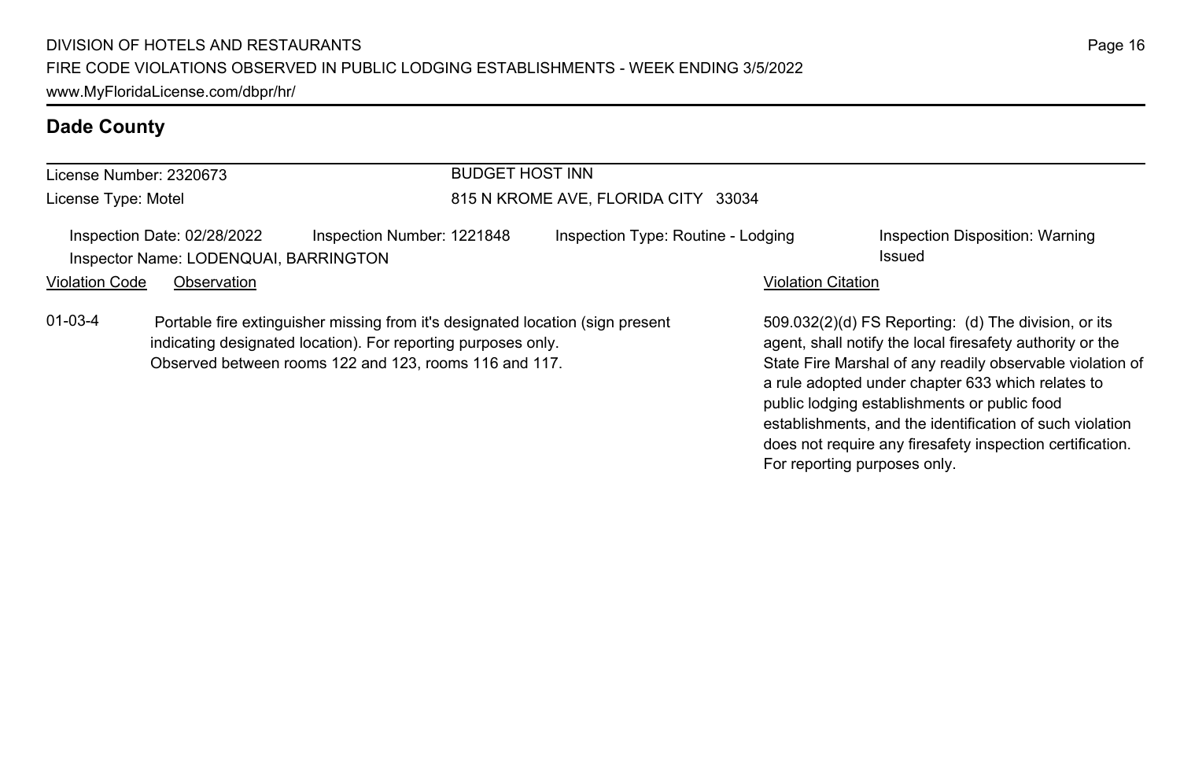## Dade County

**License Number:** 2320673
**License Type:** Motel

**BUDGET HOST INN**
815 N KROME AVE, FLORIDA CITY 33034

Inspection Date: 02/28/2022 | Inspection Number: 1221848 | Inspection Type: Routine - Lodging | Inspection Disposition: Warning Issued
Inspector Name: LODENQUAI, BARRINGTON

| Violation Code | Observation | Violation Citation |
| --- | --- | --- |
| 01-03-4 | Portable fire extinguisher missing from it's designated location (sign present indicating designated location). For reporting purposes only. Observed between rooms 122 and 123, rooms 116 and 117. | 509.032(2)(d) FS Reporting: (d) The division, or its agent, shall notify the local firesafety authority or the State Fire Marshal of any readily observable violation of a rule adopted under chapter 633 which relates to public lodging establishments or public food establishments, and the identification of such violation does not require any firesafety inspection certification. For reporting purposes only. |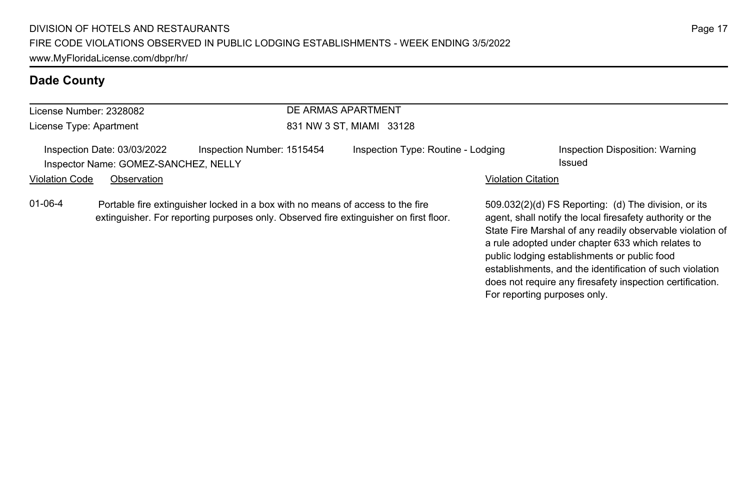## Dade County

License Number: 2328082

License Type: Apartment

DE ARMAS APARTMENT

831 NW 3 ST, MIAMI 33128

Inspection Date: 03/03/2022 Inspection Number: 1515454 Inspection Type: Routine - Lodging Inspection Disposition: Warning Issued

Inspector Name: GOMEZ-SANCHEZ, NELLY

| Violation Code | Observation | Violation Citation |
|---|---|---|
| 01-06-4 | Portable fire extinguisher locked in a box with no means of access to the fire extinguisher. For reporting purposes only. Observed fire extinguisher on first floor. | 509.032(2)(d) FS Reporting: (d) The division, or its agent, shall notify the local firesafety authority or the State Fire Marshal of any readily observable violation of a rule adopted under chapter 633 which relates to public lodging establishments or public food establishments, and the identification of such violation does not require any firesafety inspection certification. For reporting purposes only. |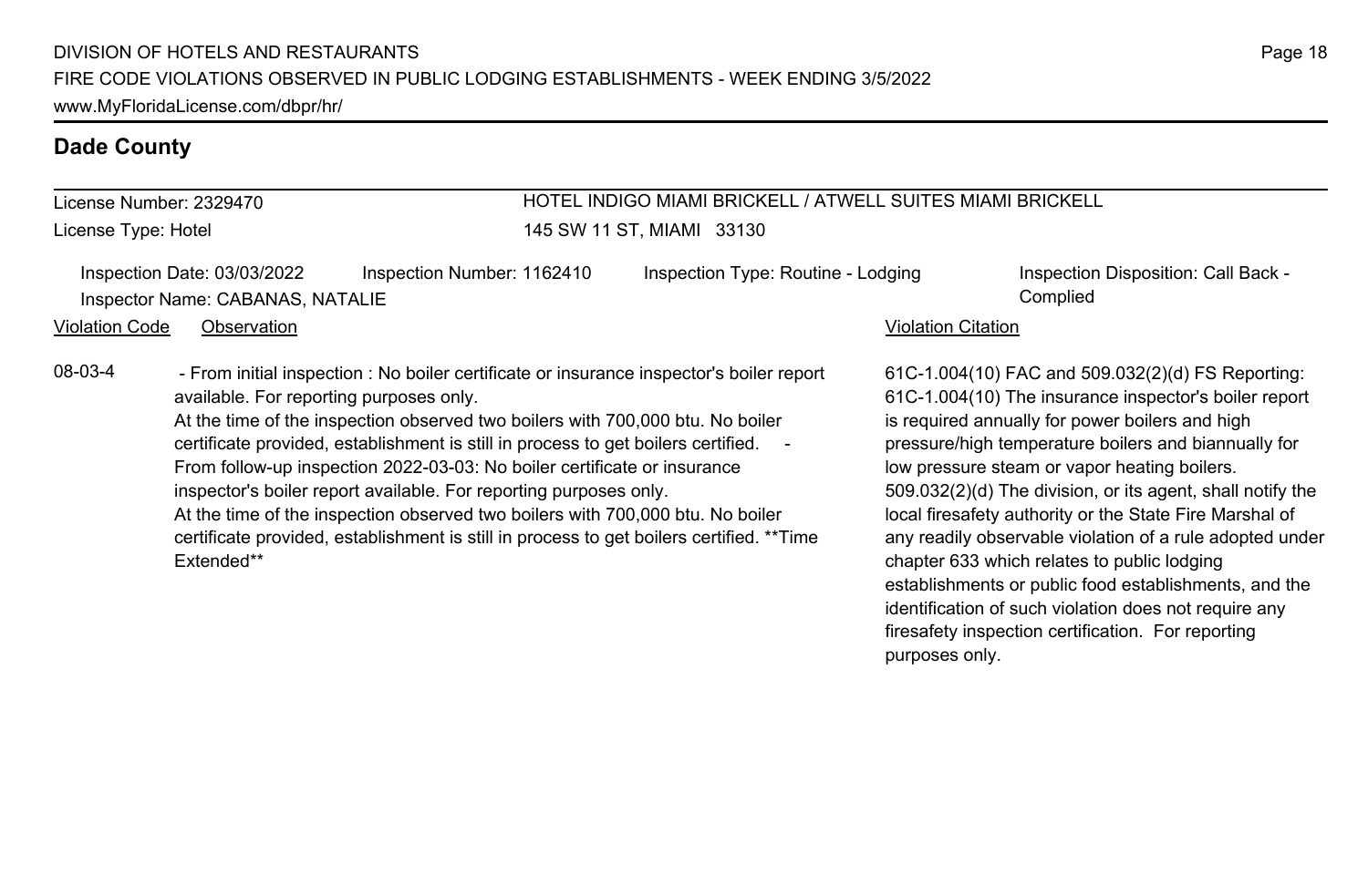## Dade County

**License Number:** 2329470
**License Type:** Hotel

**HOTEL INDIGO MIAMI BRICKELL / ATWELL SUITES MIAMI BRICKELL**
145 SW 11 ST, MIAMI 33130

Inspection Date: 03/03/2022
Inspection Number: 1162410
Inspection Type: Routine - Lodging
Inspection Disposition: Call Back - Complied
Inspector Name: CABANAS, NATALIE

| Violation Code | Observation | Violation Citation |
| --- | --- | --- |
| 08-03-4 | - From initial inspection : No boiler certificate or insurance inspector's boiler report available. For reporting purposes only. At the time of the inspection observed two boilers with 700,000 btu. No boiler certificate provided, establishment is still in process to get boilers certified. - From follow-up inspection 2022-03-03: No boiler certificate or insurance inspector's boiler report available. For reporting purposes only. At the time of the inspection observed two boilers with 700,000 btu. No boiler certificate provided, establishment is still in process to get boilers certified. **Time Extended** | 61C-1.004(10) FAC and 509.032(2)(d) FS Reporting: 61C-1.004(10) The insurance inspector's boiler report is required annually for power boilers and high pressure/high temperature boilers and biannually for low pressure steam or vapor heating boilers. 509.032(2)(d) The division, or its agent, shall notify the local firesafety authority or the State Fire Marshal of any readily observable violation of a rule adopted under chapter 633 which relates to public lodging establishments or public food establishments, and the identification of such violation does not require any firesafety inspection certification. For reporting purposes only. |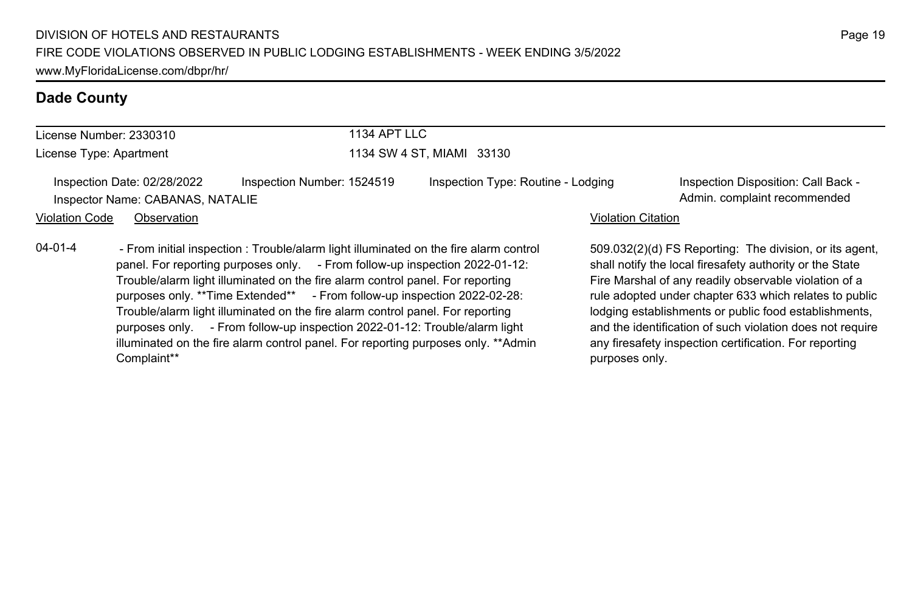## Dade County

| License Number: 2330310 | 1134 APT LLC |
|---|---|
| License Type: Apartment | 1134 SW 4 ST, MIAMI 33130 |

Inspection Date: 02/28/2022 | Inspection Number: 1524519 | Inspection Type: Routine - Lodging | Inspection Disposition: Call Back - Admin. complaint recommended

Inspector Name: CABANAS, NATALIE

| Violation Code | Observation | Violation Citation |
|---|---|---|
| 04-01-4 | - From initial inspection : Trouble/alarm light illuminated on the fire alarm control panel. For reporting purposes only. - From follow-up inspection 2022-01-12: Trouble/alarm light illuminated on the fire alarm control panel. For reporting purposes only. **Time Extended** - From follow-up inspection 2022-02-28: Trouble/alarm light illuminated on the fire alarm control panel. For reporting purposes only. - From follow-up inspection 2022-01-12: Trouble/alarm light illuminated on the fire alarm control panel. For reporting purposes only. **Admin Complaint** | 509.032(2)(d) FS Reporting: The division, or its agent, shall notify the local firesafety authority or the State Fire Marshal of any readily observable violation of a rule adopted under chapter 633 which relates to public lodging establishments or public food establishments, and the identification of such violation does not require any firesafety inspection certification. For reporting purposes only. |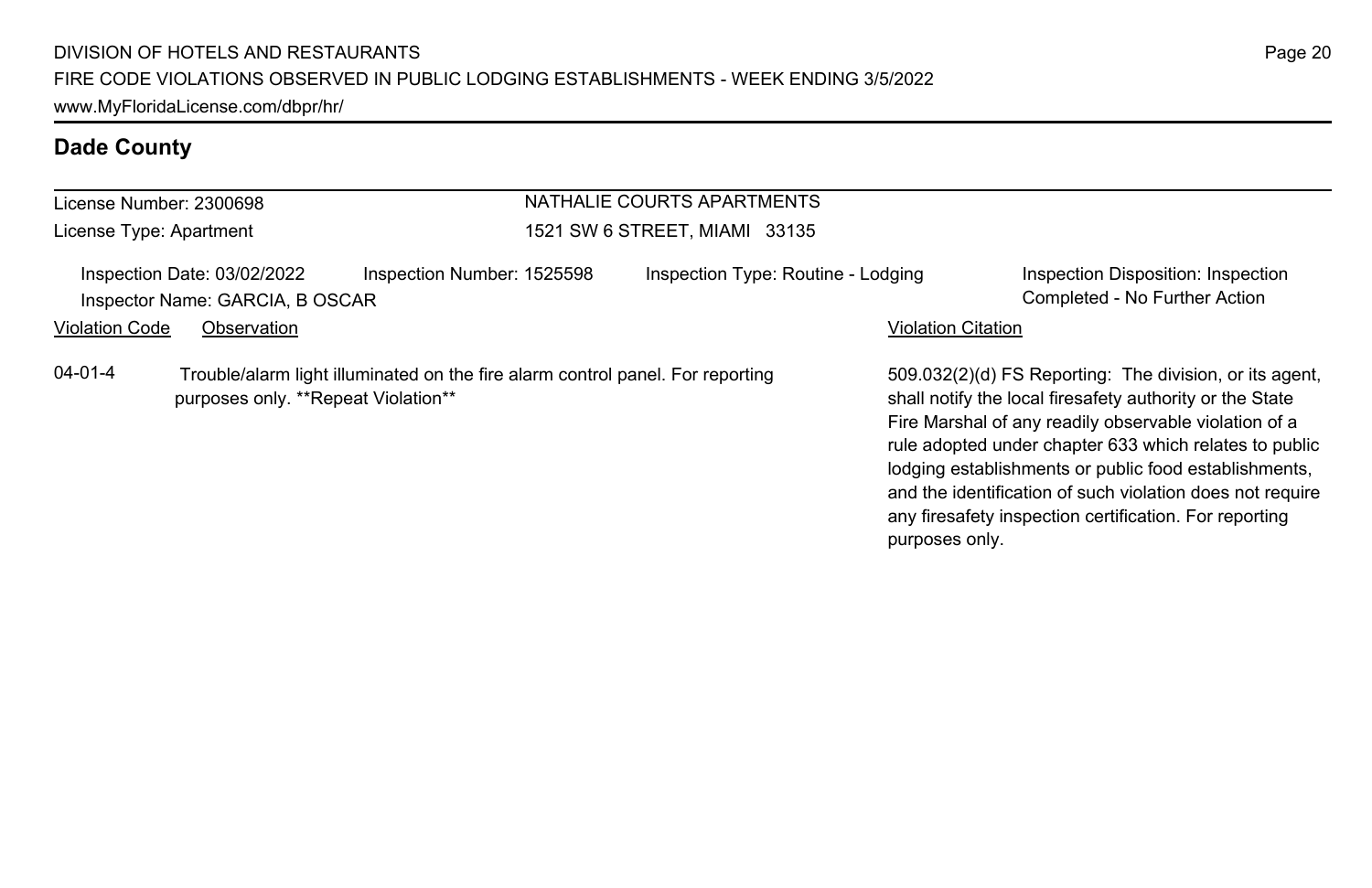## Dade County

License Number: 2300698

License Type: Apartment

NATHALIE COURTS APARTMENTS

1521 SW 6 STREET, MIAMI 33135

Inspection Date: 03/02/2022 | Inspection Number: 1525598 | Inspection Type: Routine - Lodging | Inspection Disposition: Inspection Completed - No Further Action

Inspector Name: GARCIA, B OSCAR

| Violation Code | Observation | Violation Citation |
| --- | --- | --- |
| 04-01-4 | Trouble/alarm light illuminated on the fire alarm control panel. For reporting purposes only. **Repeat Violation** | 509.032(2)(d) FS Reporting: The division, or its agent, shall notify the local firesafety authority or the State Fire Marshal of any readily observable violation of a rule adopted under chapter 633 which relates to public lodging establishments or public food establishments, and the identification of such violation does not require any firesafety inspection certification. For reporting purposes only. |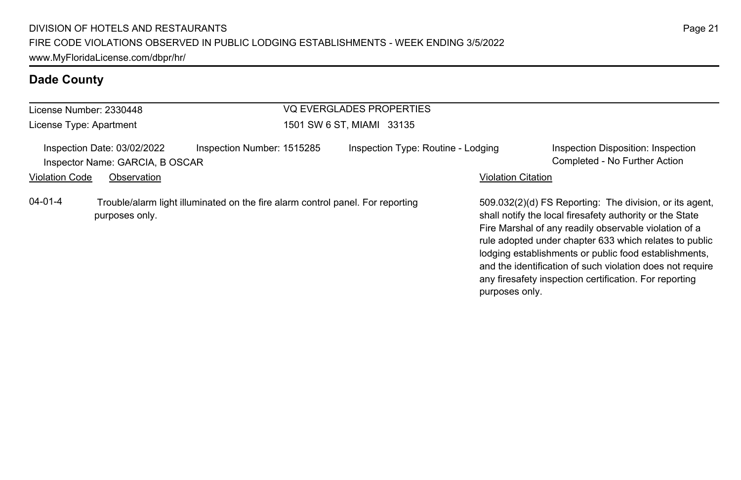## Dade County

License Number: 2330448

License Type: Apartment

VQ EVERGLADES PROPERTIES

1501 SW 6 ST, MIAMI 33135

Inspection Date: 03/02/2022 | Inspection Number: 1515285 | Inspection Type: Routine - Lodging | Inspection Disposition: Inspection Completed - No Further Action

Inspector Name: GARCIA, B OSCAR

| Violation Code | Observation | Violation Citation |
| --- | --- | --- |
| 04-01-4 | Trouble/alarm light illuminated on the fire alarm control panel. For reporting purposes only. | 509.032(2)(d) FS Reporting: The division, or its agent, shall notify the local firesafety authority or the State Fire Marshal of any readily observable violation of a rule adopted under chapter 633 which relates to public lodging establishments or public food establishments, and the identification of such violation does not require any firesafety inspection certification. For reporting purposes only. |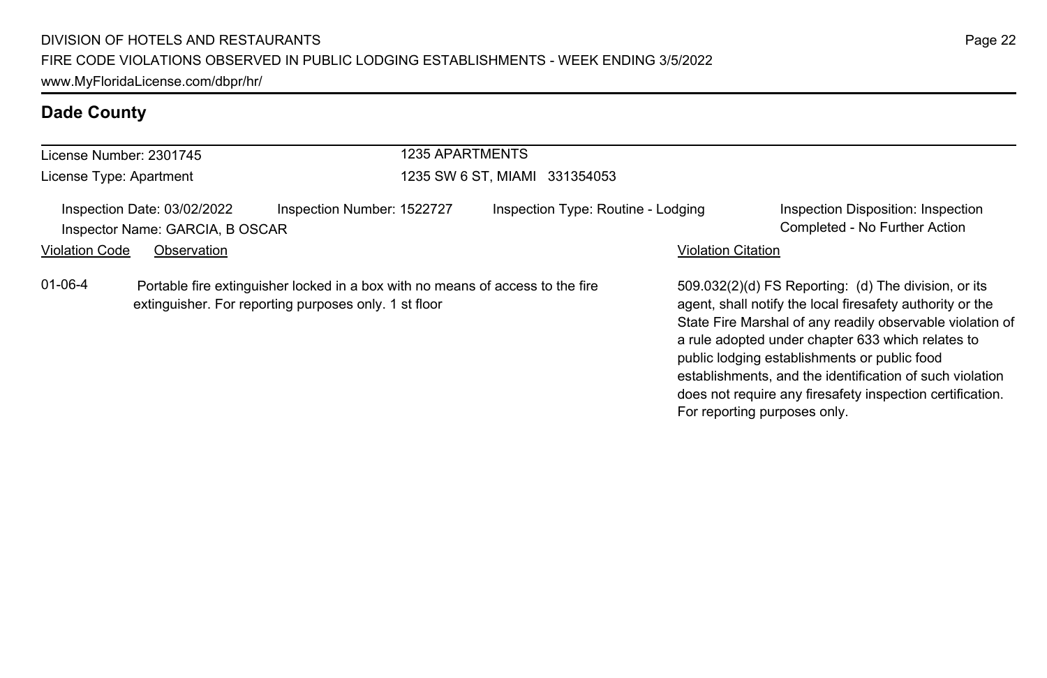## Dade County

License Number: 2301745
License Type: Apartment

1235 APARTMENTS
1235 SW 6 ST, MIAMI 331354053

Inspection Date: 03/02/2022
Inspector Name: GARCIA, B OSCAR
Inspection Number: 1522727
Inspection Type: Routine - Lodging
Inspection Disposition: Inspection Completed - No Further Action

| Violation Code | Observation | Violation Citation |
|---|---|---|
| 01-06-4 | Portable fire extinguisher locked in a box with no means of access to the fire extinguisher. For reporting purposes only. 1 st floor | 509.032(2)(d) FS Reporting: (d) The division, or its agent, shall notify the local firesafety authority or the State Fire Marshal of any readily observable violation of a rule adopted under chapter 633 which relates to public lodging establishments or public food establishments, and the identification of such violation does not require any firesafety inspection certification. For reporting purposes only. |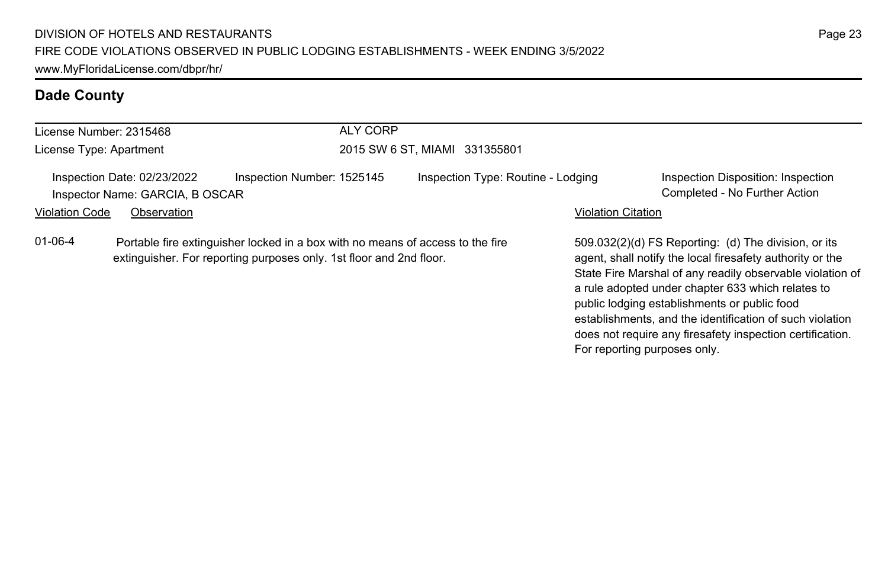## Dade County

License Number: 2315468
License Type: Apartment

ALY CORP
2015 SW 6 ST, MIAMI 331355801

Inspection Date: 02/23/2022
Inspector Name: GARCIA, B OSCAR
Inspection Number: 1525145
Inspection Type: Routine - Lodging
Inspection Disposition: Inspection Completed - No Further Action

| Violation Code | Observation | Violation Citation |
|---|---|---|
| 01-06-4 | Portable fire extinguisher locked in a box with no means of access to the fire extinguisher. For reporting purposes only. 1st floor and 2nd floor. | 509.032(2)(d) FS Reporting: (d) The division, or its agent, shall notify the local firesafety authority or the State Fire Marshal of any readily observable violation of a rule adopted under chapter 633 which relates to public lodging establishments or public food establishments, and the identification of such violation does not require any firesafety inspection certification. For reporting purposes only. |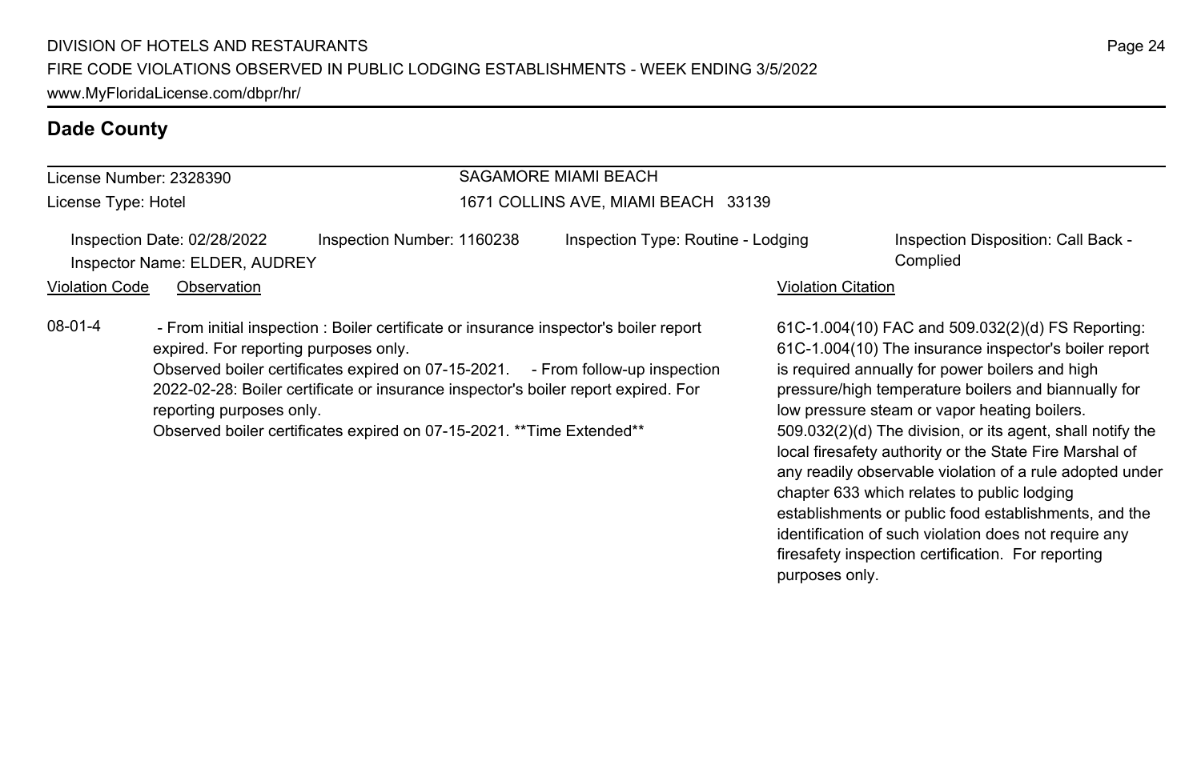## Dade County

| License Number: 2328390 | SAGAMORE MIAMI BEACH |
|---|---|
| License Type: Hotel | 1671 COLLINS AVE, MIAMI BEACH 33139 |

Inspection Date: 02/28/2022 | Inspection Number: 1160238 | Inspection Type: Routine - Lodging | Inspection Disposition: Call Back - Complied

Inspector Name: ELDER, AUDREY

| Violation Code | Observation | Violation Citation |
|---|---|---|
| 08-01-4 | - From initial inspection : Boiler certificate or insurance inspector's boiler report expired. For reporting purposes only. Observed boiler certificates expired on 07-15-2021. - From follow-up inspection 2022-02-28: Boiler certificate or insurance inspector's boiler report expired. For reporting purposes only. Observed boiler certificates expired on 07-15-2021. **Time Extended** | 61C-1.004(10) FAC and 509.032(2)(d) FS Reporting: 61C-1.004(10) The insurance inspector's boiler report is required annually for power boilers and high pressure/high temperature boilers and biannually for low pressure steam or vapor heating boilers. 509.032(2)(d) The division, or its agent, shall notify the local firesafety authority or the State Fire Marshal of any readily observable violation of a rule adopted under chapter 633 which relates to public lodging establishments or public food establishments, and the identification of such violation does not require any firesafety inspection certification. For reporting purposes only. |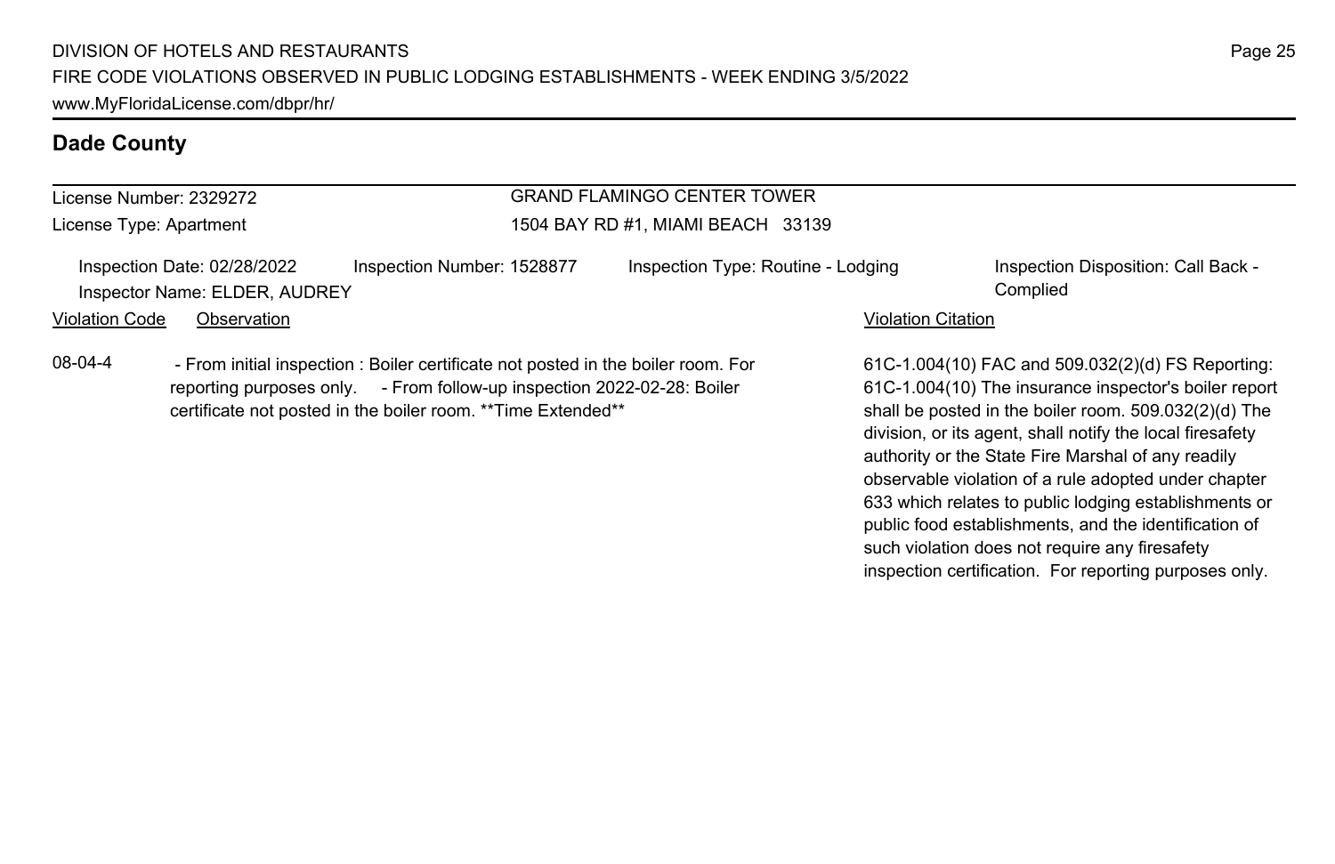## Dade County

| | |
|---|---|
| License Number: 2329272 | GRAND FLAMINGO CENTER TOWER |
| License Type: Apartment | 1504 BAY RD #1, MIAMI BEACH 33139 |

Inspection Date: 02/28/2022 | Inspection Number: 1528877 | Inspection Type: Routine - Lodging | Inspection Disposition: Call Back - Complied

Inspector Name: ELDER, AUDREY

| Violation Code | Observation | Violation Citation |
|---|---|---|
| 08-04-4 | - From initial inspection : Boiler certificate not posted in the boiler room. For reporting purposes only. - From follow-up inspection 2022-02-28: Boiler certificate not posted in the boiler room. **Time Extended** | 61C-1.004(10) FAC and 509.032(2)(d) FS Reporting: 61C-1.004(10) The insurance inspector's boiler report shall be posted in the boiler room. 509.032(2)(d) The division, or its agent, shall notify the local firesafety authority or the State Fire Marshal of any readily observable violation of a rule adopted under chapter 633 which relates to public lodging establishments or public food establishments, and the identification of such violation does not require any firesafety inspection certification. For reporting purposes only. |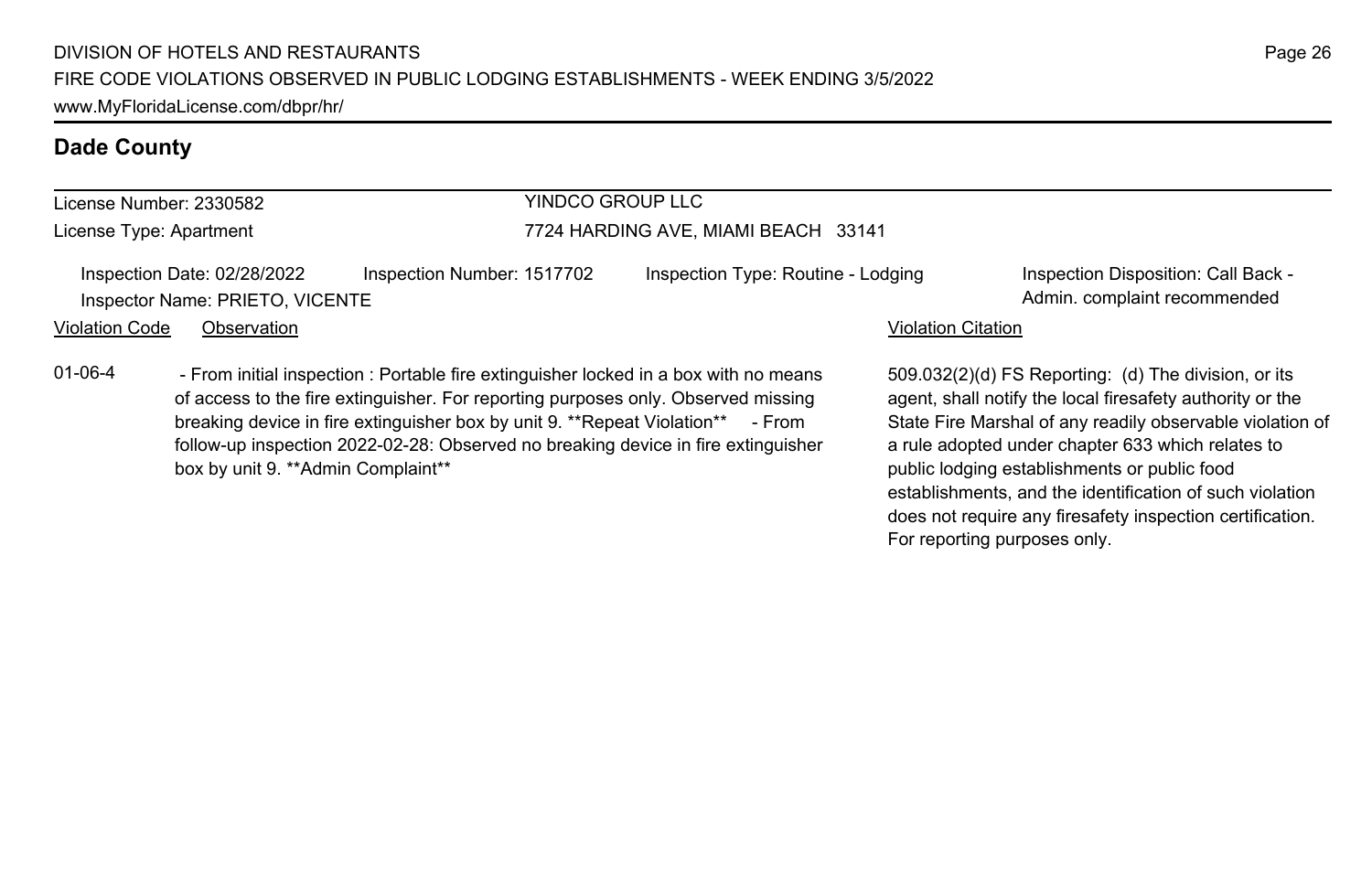## Dade County

License Number: 2330582
License Type: Apartment

YINDCO GROUP LLC
7724 HARDING AVE, MIAMI BEACH 33141

Inspection Date: 02/28/2022
Inspector Name: PRIETO, VICENTE
Inspection Number: 1517702
Inspection Type: Routine - Lodging
Inspection Disposition: Call Back - Admin. complaint recommended

| Violation Code | Observation | Violation Citation |
|---|---|---|
| 01-06-4 | - From initial inspection : Portable fire extinguisher locked in a box with no means of access to the fire extinguisher. For reporting purposes only. Observed missing breaking device in fire extinguisher box by unit 9. **Repeat Violation** - From follow-up inspection 2022-02-28: Observed no breaking device in fire extinguisher box by unit 9. **Admin Complaint** | 509.032(2)(d) FS Reporting: (d) The division, or its agent, shall notify the local firesafety authority or the State Fire Marshal of any readily observable violation of a rule adopted under chapter 633 which relates to public lodging establishments or public food establishments, and the identification of such violation does not require any firesafety inspection certification. For reporting purposes only. |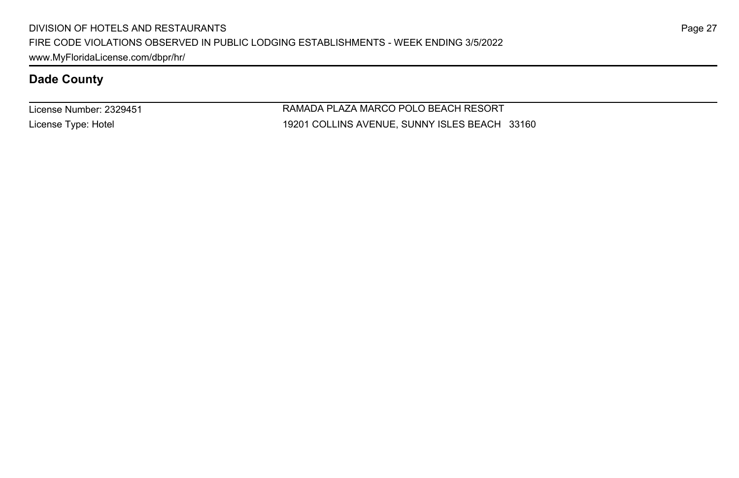## Dade County

| | |
|---|---|
| License Number: 2329451 | RAMADA PLAZA MARCO POLO BEACH RESORT |
| License Type: Hotel | 19201 COLLINS AVENUE, SUNNY ISLES BEACH 33160 |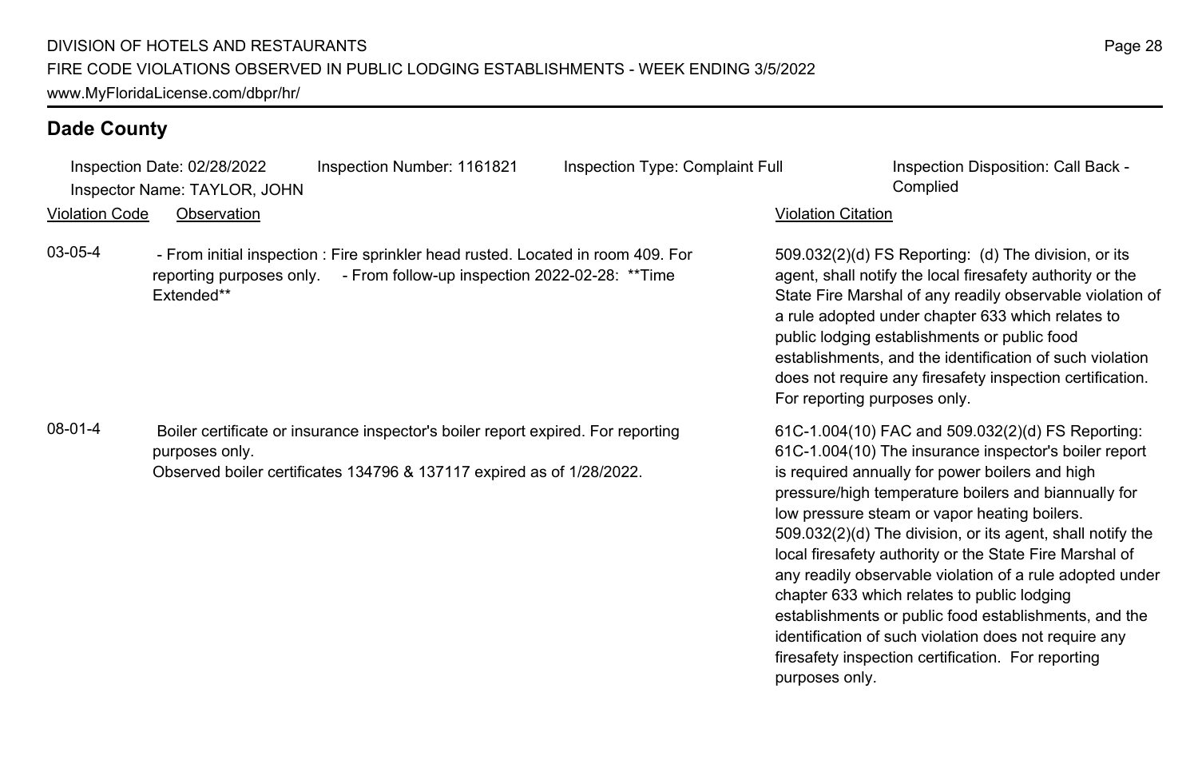## Dade County

Inspection Date: 02/28/2022 | Inspection Number: 1161821 | Inspection Type: Complaint Full | Inspection Disposition: Call Back - Complied

Inspector Name: TAYLOR, JOHN

| Violation Code | Observation | Violation Citation |
| --- | --- | --- |
| 03-05-4 | - From initial inspection : Fire sprinkler head rusted. Located in room 409. For reporting purposes only. - From follow-up inspection 2022-02-28: **Time Extended** | 509.032(2)(d) FS Reporting: (d) The division, or its agent, shall notify the local firesafety authority or the State Fire Marshal of any readily observable violation of a rule adopted under chapter 633 which relates to public lodging establishments or public food establishments, and the identification of such violation does not require any firesafety inspection certification. For reporting purposes only. |
| 08-01-4 | Boiler certificate or insurance inspector's boiler report expired. For reporting purposes only. Observed boiler certificates 134796 & 137117 expired as of 1/28/2022. | 61C-1.004(10) FAC and 509.032(2)(d) FS Reporting: 61C-1.004(10) The insurance inspector's boiler report is required annually for power boilers and high pressure/high temperature boilers and biannually for low pressure steam or vapor heating boilers. 509.032(2)(d) The division, or its agent, shall notify the local firesafety authority or the State Fire Marshal of any readily observable violation of a rule adopted under chapter 633 which relates to public lodging establishments or public food establishments, and the identification of such violation does not require any firesafety inspection certification. For reporting purposes only. |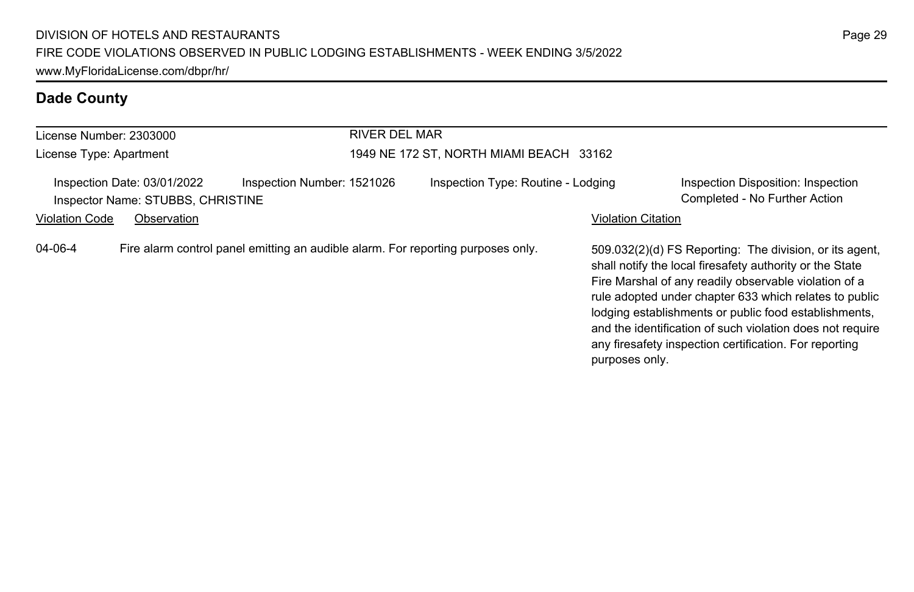## Dade County

License Number: 2303000
License Type: Apartment

RIVER DEL MAR
1949 NE 172 ST, NORTH MIAMI BEACH 33162

Inspection Date: 03/01/2022
Inspector Name: STUBBS, CHRISTINE
Inspection Number: 1521026
Inspection Type: Routine - Lodging
Inspection Disposition: Inspection Completed - No Further Action

| Violation Code | Observation | Violation Citation |
|---|---|---|
| 04-06-4 | Fire alarm control panel emitting an audible alarm. For reporting purposes only. | 509.032(2)(d) FS Reporting: The division, or its agent, shall notify the local firesafety authority or the State Fire Marshal of any readily observable violation of a rule adopted under chapter 633 which relates to public lodging establishments or public food establishments, and the identification of such violation does not require any firesafety inspection certification. For reporting purposes only. |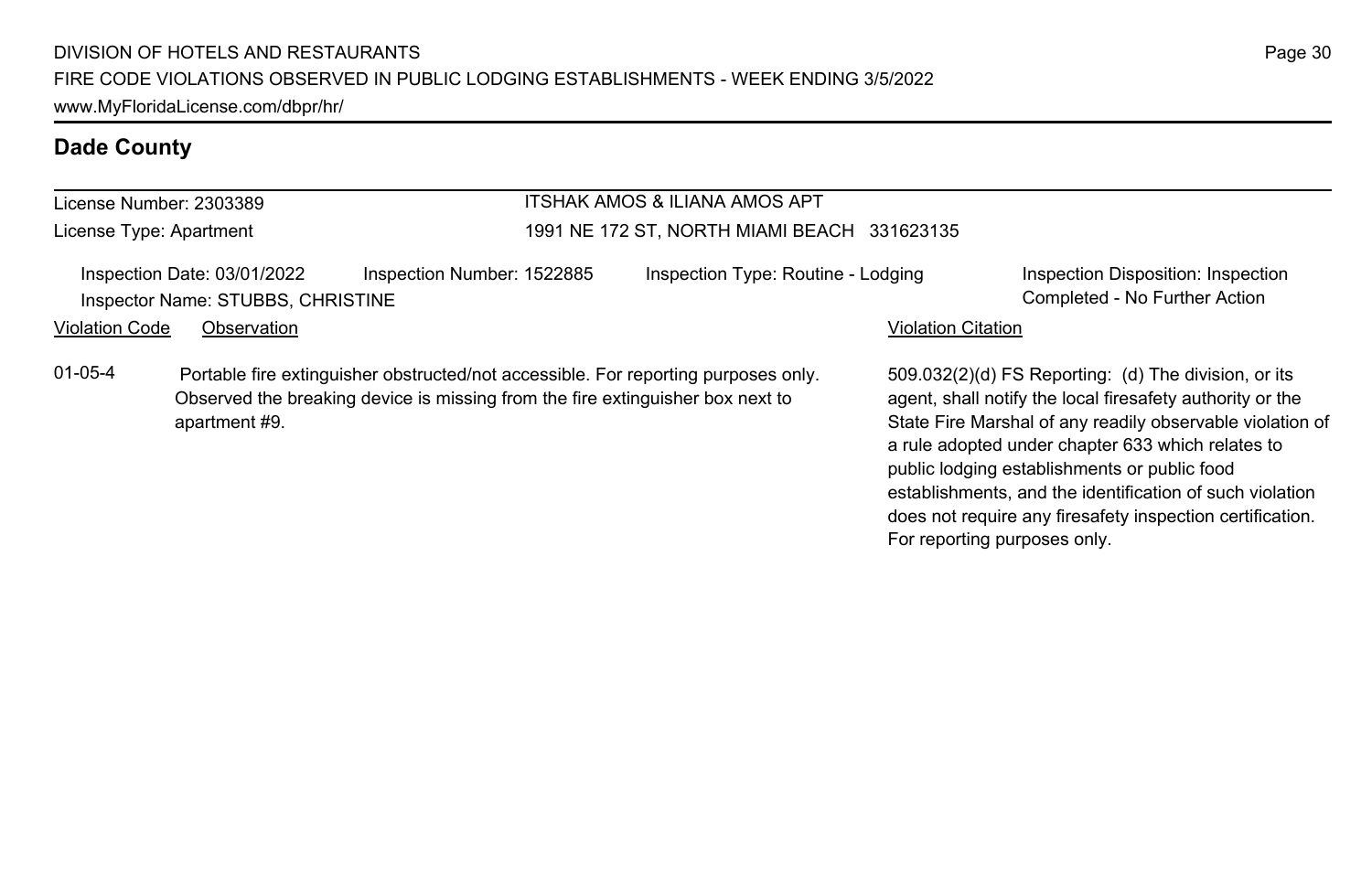## Dade County

License Number: 2303389
License Type: Apartment

ITSHAK AMOS & ILIANA AMOS APT
1991 NE 172 ST, NORTH MIAMI BEACH 331623135

Inspection Date: 03/01/2022
Inspection Number: 1522885
Inspection Type: Routine - Lodging
Inspection Disposition: Inspection Completed - No Further Action
Inspector Name: STUBBS, CHRISTINE

| Violation Code | Observation | Violation Citation |
| --- | --- | --- |
| 01-05-4 | Portable fire extinguisher obstructed/not accessible. For reporting purposes only. Observed the breaking device is missing from the fire extinguisher box next to apartment #9. | 509.032(2)(d) FS Reporting: (d) The division, or its agent, shall notify the local firesafety authority or the State Fire Marshal of any readily observable violation of a rule adopted under chapter 633 which relates to public lodging establishments or public food establishments, and the identification of such violation does not require any firesafety inspection certification. For reporting purposes only. |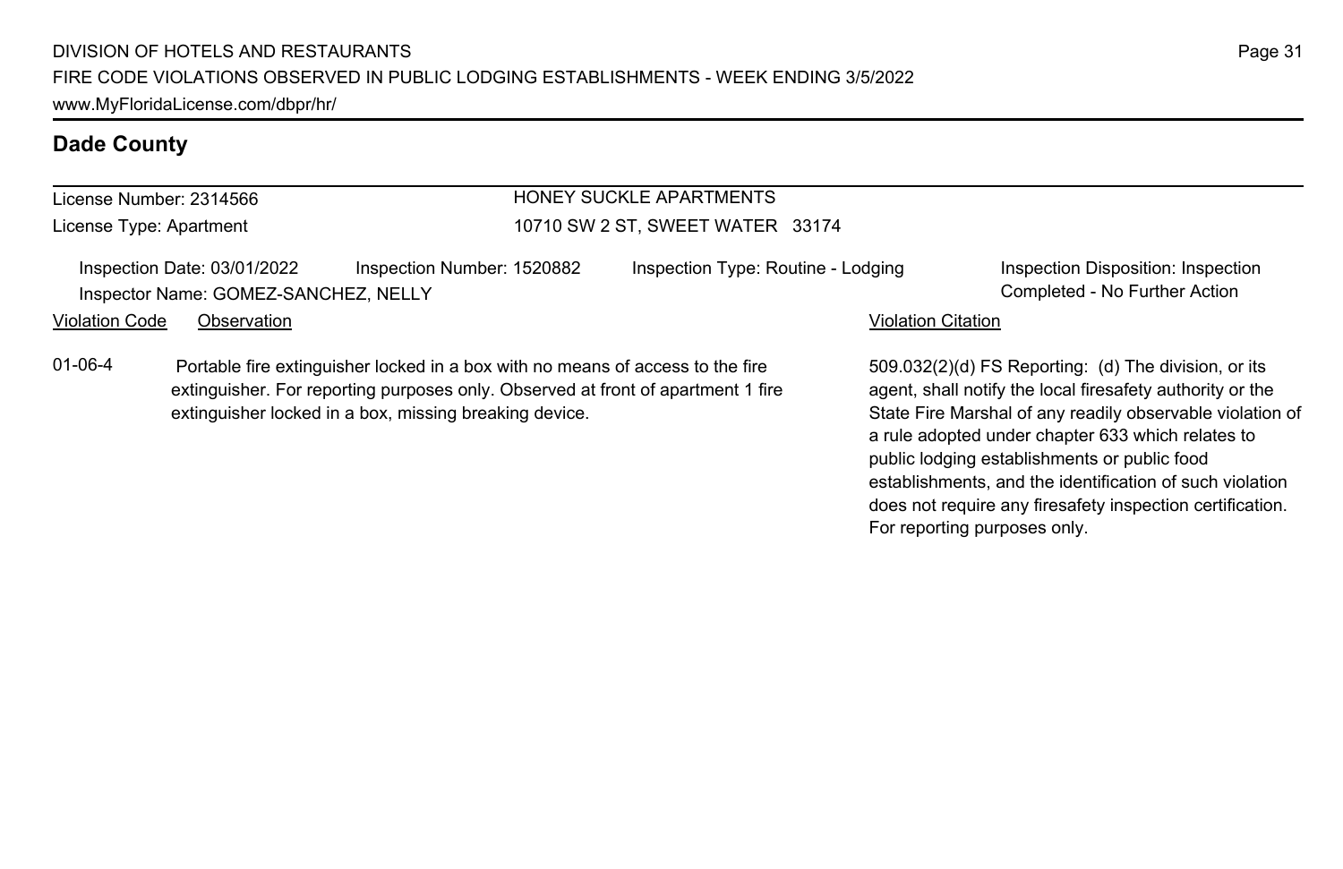## Dade County

License Number: 2314566

License Type: Apartment

HONEY SUCKLE APARTMENTS

10710 SW 2 ST, SWEET WATER 33174

Inspection Date: 03/01/2022 | Inspection Number: 1520882 | Inspection Type: Routine - Lodging | Inspection Disposition: Inspection Completed - No Further Action

Inspector Name: GOMEZ-SANCHEZ, NELLY

| Violation Code | Observation | Violation Citation |
|---|---|---|
| 01-06-4 | Portable fire extinguisher locked in a box with no means of access to the fire extinguisher. For reporting purposes only. Observed at front of apartment 1 fire extinguisher locked in a box, missing breaking device. | 509.032(2)(d) FS Reporting: (d) The division, or its agent, shall notify the local firesafety authority or the State Fire Marshal of any readily observable violation of a rule adopted under chapter 633 which relates to public lodging establishments or public food establishments, and the identification of such violation does not require any firesafety inspection certification. For reporting purposes only. |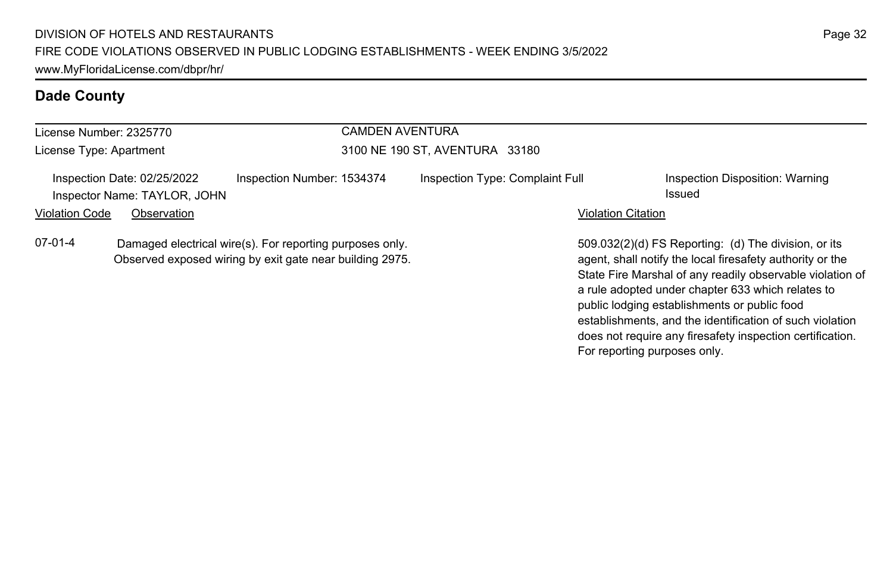## Dade County

License Number: 2325770
License Type: Apartment

CAMDEN AVENTURA
3100 NE 190 ST, AVENTURA 33180

Inspection Date: 02/25/2022
Inspector Name: TAYLOR, JOHN
Inspection Number: 1534374
Inspection Type: Complaint Full
Inspection Disposition: Warning Issued

| Violation Code | Observation | Violation Citation |
| --- | --- | --- |
| 07-01-4 | Damaged electrical wire(s). For reporting purposes only. Observed exposed wiring by exit gate near building 2975. | 509.032(2)(d) FS Reporting: (d) The division, or its agent, shall notify the local firesafety authority or the State Fire Marshal of any readily observable violation of a rule adopted under chapter 633 which relates to public lodging establishments or public food establishments, and the identification of such violation does not require any firesafety inspection certification. For reporting purposes only. |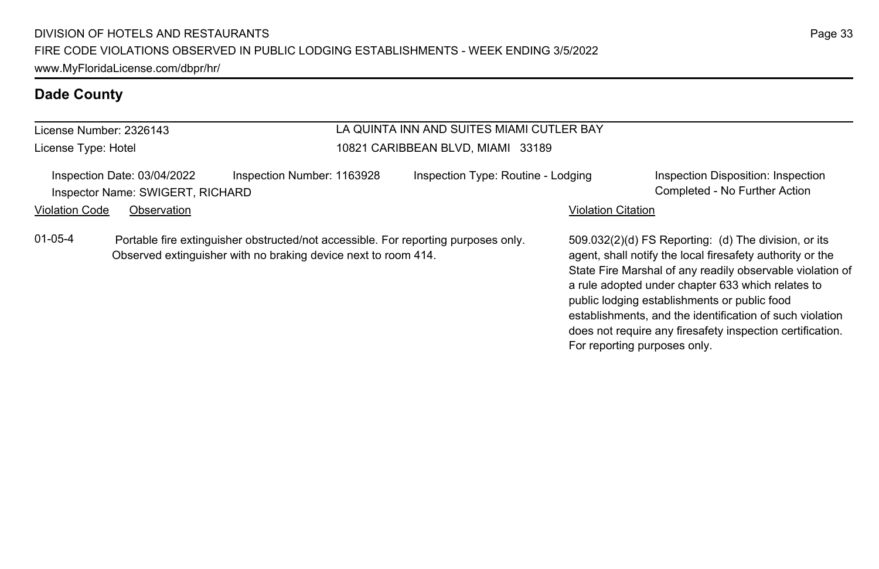## Dade County

| | |
|---|---|
| License Number: 2326143 | LA QUINTA INN AND SUITES MIAMI CUTLER BAY |
| License Type: Hotel | 10821 CARIBBEAN BLVD, MIAMI 33189 |

Inspection Date: 03/04/2022 | Inspection Number: 1163928 | Inspection Type: Routine - Lodging | Inspection Disposition: Inspection Completed - No Further Action

Inspector Name: SWIGERT, RICHARD

| Violation Code | Observation | Violation Citation |
|---|---|---|
| 01-05-4 | Portable fire extinguisher obstructed/not accessible. For reporting purposes only. Observed extinguisher with no braking device next to room 414. | 509.032(2)(d) FS Reporting: (d) The division, or its agent, shall notify the local firesafety authority or the State Fire Marshal of any readily observable violation of a rule adopted under chapter 633 which relates to public lodging establishments or public food establishments, and the identification of such violation does not require any firesafety inspection certification. For reporting purposes only. |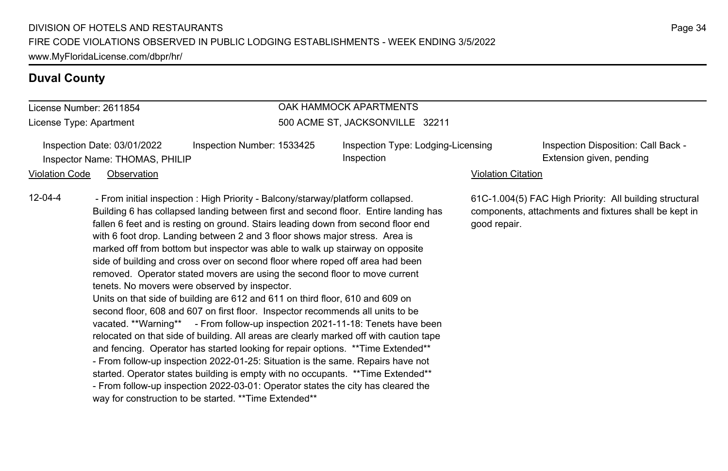## Duval County

| | |
|---|---|
| License Number: 2611854 | OAK HAMMOCK APARTMENTS |
| License Type: Apartment | 500 ACME ST, JACKSONVILLE 32211 |

Inspection Date: 03/01/2022 | Inspection Number: 1533425 | Inspection Type: Lodging-Licensing Inspection | Inspection Disposition: Call Back - Extension given, pending

Inspector Name: THOMAS, PHILIP

| Violation Code | Observation | Violation Citation |
|---|---|---|
| 12-04-4 | - From initial inspection : High Priority - Balcony/starway/platform collapsed. Building 6 has collapsed landing between first and second floor. Entire landing has fallen 6 feet and is resting on ground. Stairs leading down from second floor end with 6 foot drop. Landing between 2 and 3 floor shows major stress. Area is marked off from bottom but inspector was able to walk up stairway on opposite side of building and cross over on second floor where roped off area had been removed. Operator stated movers are using the second floor to move current tenets. No movers were observed by inspector. Units on that side of building are 612 and 611 on third floor, 610 and 609 on second floor, 608 and 607 on first floor. Inspector recommends all units to be vacated. \*\*Warning\*\* - From follow-up inspection 2021-11-18: Tenets have been relocated on that side of building. All areas are clearly marked off with caution tape and fencing. Operator has started looking for repair options. \*\*Time Extended\*\* - From follow-up inspection 2022-01-25: Situation is the same. Repairs have not started. Operator states building is empty with no occupants. \*\*Time Extended\*\* - From follow-up inspection 2022-03-01: Operator states the city has cleared the way for construction to be started. \*\*Time Extended\*\* | 61C-1.004(5) FAC High Priority: All building structural components, attachments and fixtures shall be kept in good repair. |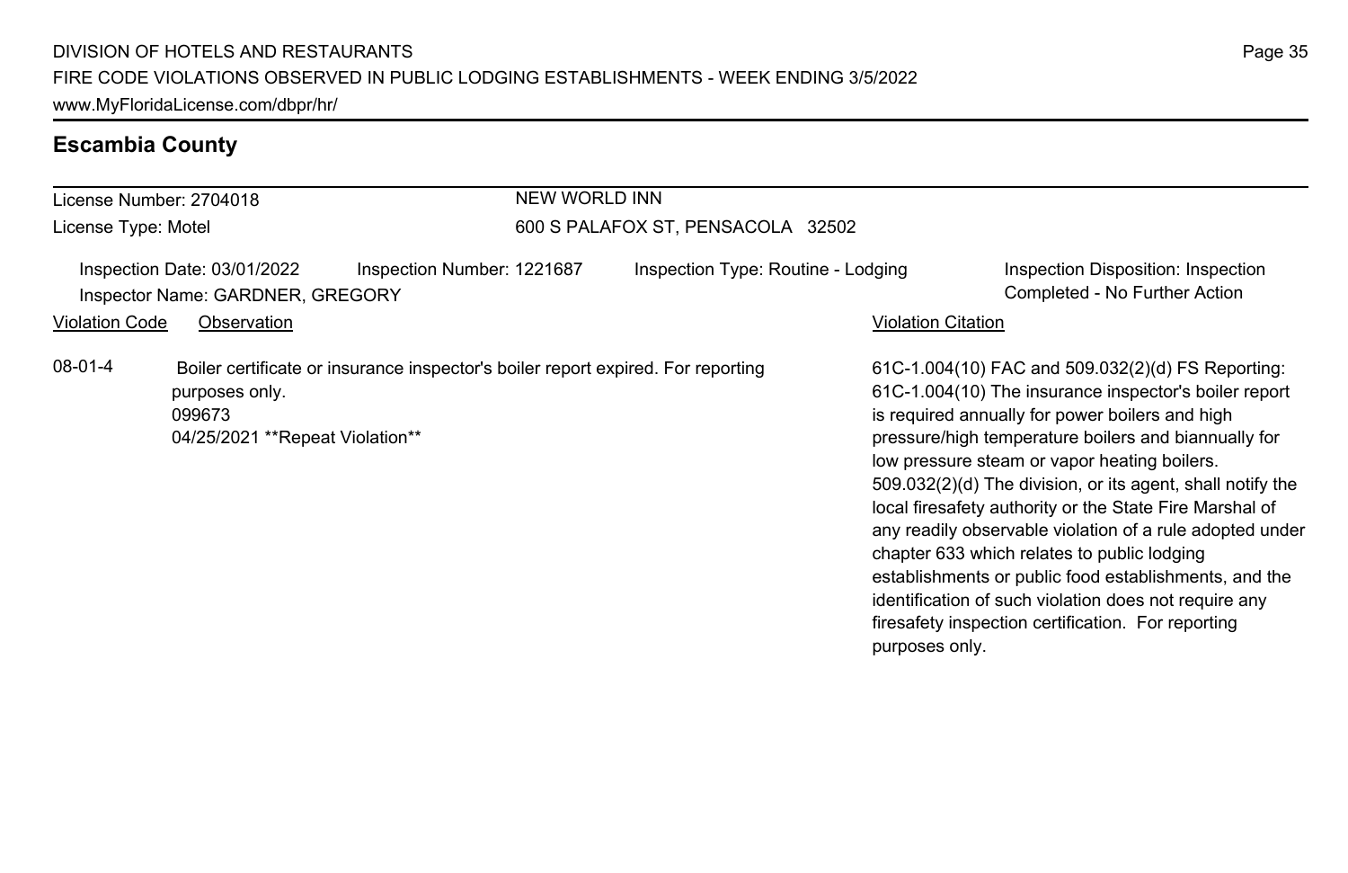## Escambia County

License Number: 2704018
License Type: Motel

NEW WORLD INN
600 S PALAFOX ST, PENSACOLA 32502

Inspection Date: 03/01/2022 | Inspection Number: 1221687 | Inspection Type: Routine - Lodging | Inspection Disposition: Inspection Completed - No Further Action

Inspector Name: GARDNER, GREGORY

| Violation Code | Observation | Violation Citation |
|---|---|---|
| 08-01-4 | Boiler certificate or insurance inspector's boiler report expired. For reporting purposes only. 099673 04/25/2021 **Repeat Violation** | 61C-1.004(10) FAC and 509.032(2)(d) FS Reporting: 61C-1.004(10) The insurance inspector's boiler report is required annually for power boilers and high pressure/high temperature boilers and biannually for low pressure steam or vapor heating boilers. 509.032(2)(d) The division, or its agent, shall notify the local firesafety authority or the State Fire Marshal of any readily observable violation of a rule adopted under chapter 633 which relates to public lodging establishments or public food establishments, and the identification of such violation does not require any firesafety inspection certification. For reporting purposes only. |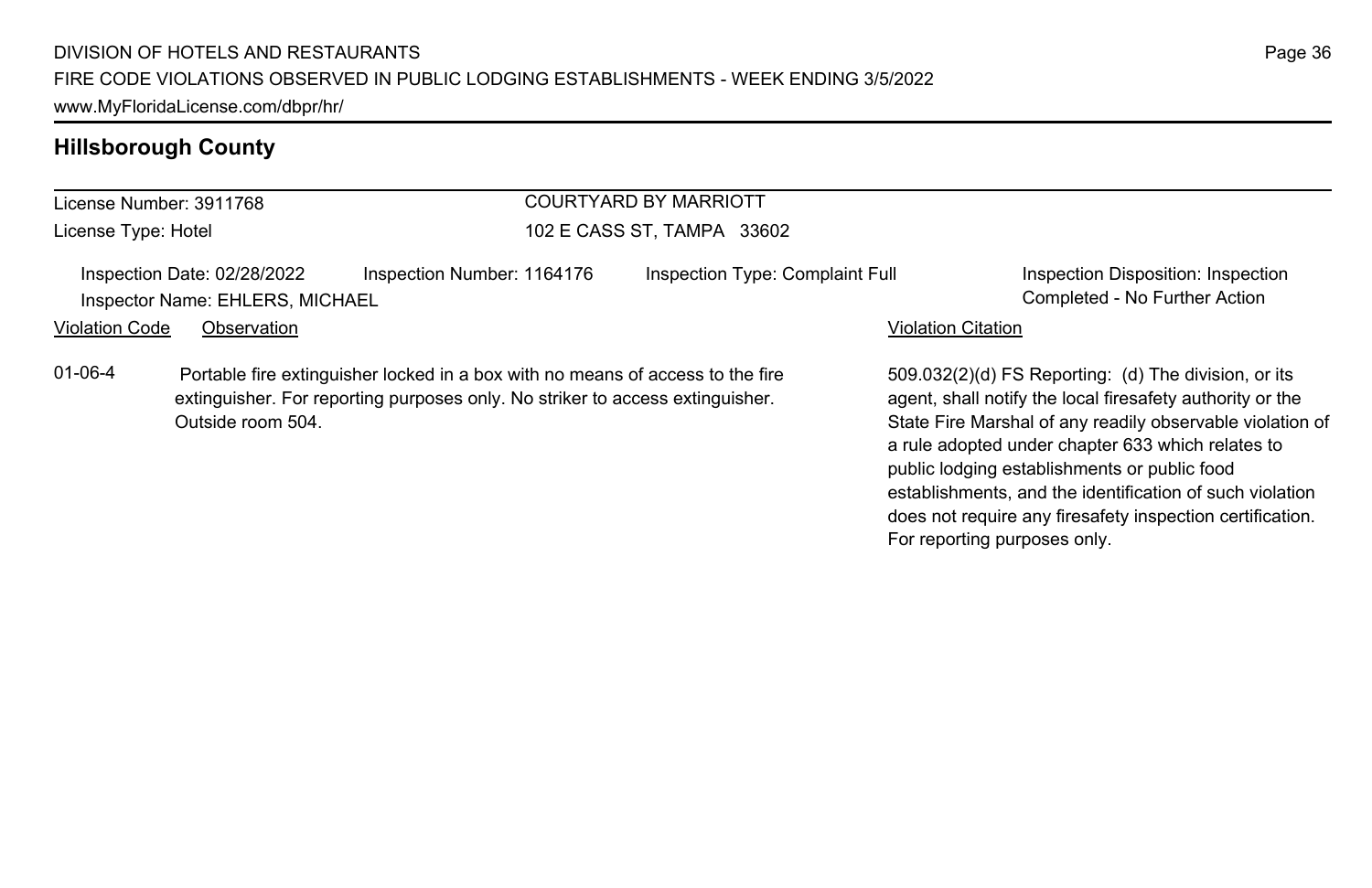## Hillsborough County

License Number: 3911768
License Type: Hotel

COURTYARD BY MARRIOTT
102 E CASS ST, TAMPA 33602

Inspection Date: 02/28/2022
Inspector Name: EHLERS, MICHAEL
Inspection Number: 1164176
Inspection Type: Complaint Full
Inspection Disposition: Inspection Completed - No Further Action

| Violation Code | Observation | Violation Citation |
| --- | --- | --- |
| 01-06-4 | Portable fire extinguisher locked in a box with no means of access to the fire extinguisher. For reporting purposes only. No striker to access extinguisher. Outside room 504. | 509.032(2)(d) FS Reporting: (d) The division, or its agent, shall notify the local firesafety authority or the State Fire Marshal of any readily observable violation of a rule adopted under chapter 633 which relates to public lodging establishments or public food establishments, and the identification of such violation does not require any firesafety inspection certification. For reporting purposes only. |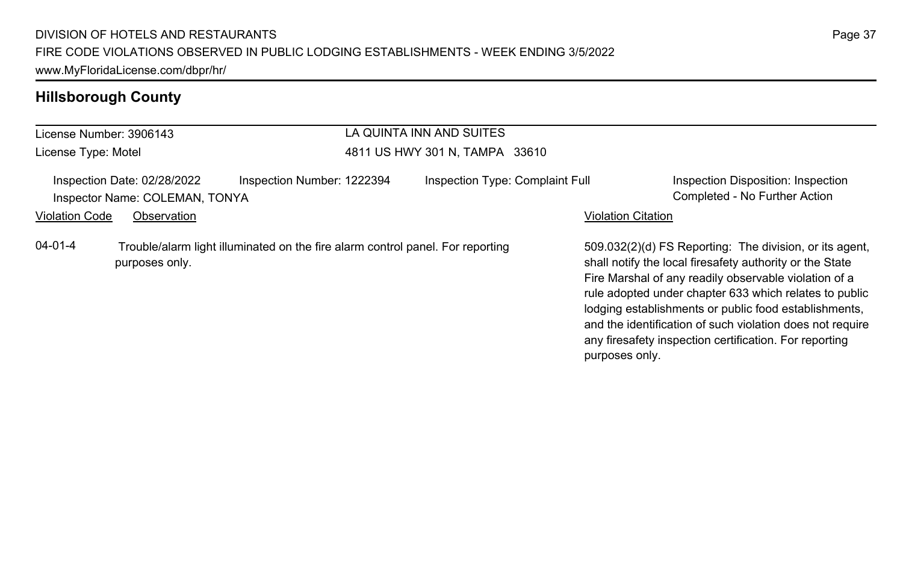## Hillsborough County

License Number: 3906143
License Type: Motel

LA QUINTA INN AND SUITES
4811 US HWY 301 N, TAMPA 33610

Inspection Date: 02/28/2022
Inspector Name: COLEMAN, TONYA
Inspection Number: 1222394
Inspection Type: Complaint Full
Inspection Disposition: Inspection Completed - No Further Action

| Violation Code | Observation | Violation Citation |
| --- | --- | --- |
| 04-01-4 | Trouble/alarm light illuminated on the fire alarm control panel. For reporting purposes only. | 509.032(2)(d) FS Reporting: The division, or its agent, shall notify the local firesafety authority or the State Fire Marshal of any readily observable violation of a rule adopted under chapter 633 which relates to public lodging establishments or public food establishments, and the identification of such violation does not require any firesafety inspection certification. For reporting purposes only. |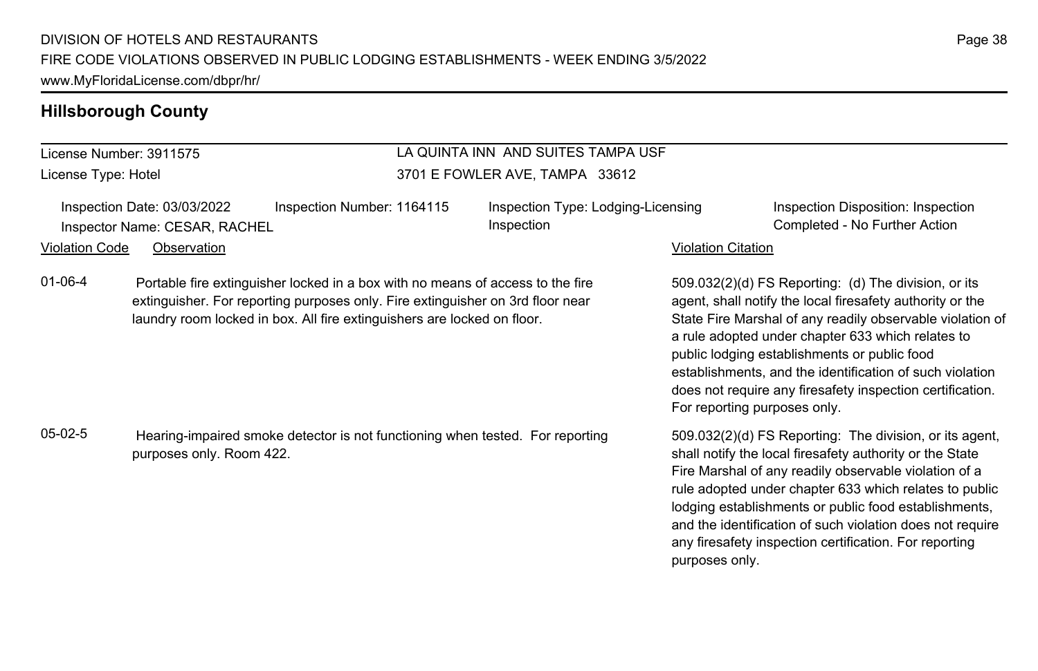## Hillsborough County

License Number: 3911575
License Type: Hotel

LA QUINTA INN AND SUITES TAMPA USF
3701 E FOWLER AVE, TAMPA 33612

Inspection Date: 03/03/2022
Inspector Name: CESAR, RACHEL
Inspection Number: 1164115
Inspection Type: Lodging-Licensing Inspection
Inspection Disposition: Inspection Completed - No Further Action

| Violation Code | Observation | Violation Citation |
| --- | --- | --- |
| 01-06-4 | Portable fire extinguisher locked in a box with no means of access to the fire extinguisher. For reporting purposes only. Fire extinguisher on 3rd floor near laundry room locked in box. All fire extinguishers are locked on floor. | 509.032(2)(d) FS Reporting: (d) The division, or its agent, shall notify the local firesafety authority or the State Fire Marshal of any readily observable violation of a rule adopted under chapter 633 which relates to public lodging establishments or public food establishments, and the identification of such violation does not require any firesafety inspection certification. For reporting purposes only. |
| 05-02-5 | Hearing-impaired smoke detector is not functioning when tested. For reporting purposes only. Room 422. | 509.032(2)(d) FS Reporting: The division, or its agent, shall notify the local firesafety authority or the State Fire Marshal of any readily observable violation of a rule adopted under chapter 633 which relates to public lodging establishments or public food establishments, and the identification of such violation does not require any firesafety inspection certification. For reporting purposes only. |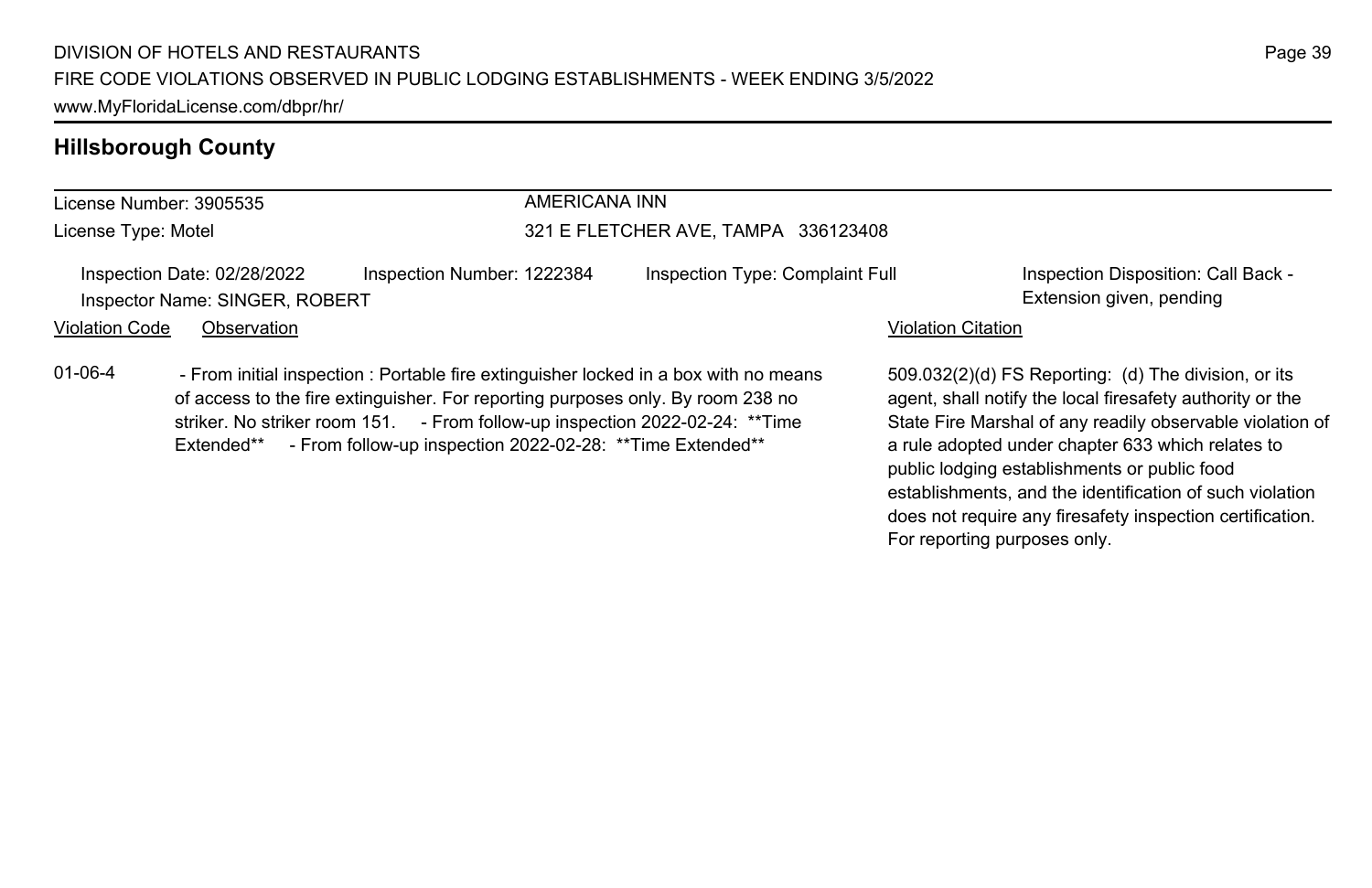## Hillsborough County

License Number: 3905535

License Type: Motel

AMERICANA INN

321 E FLETCHER AVE, TAMPA 336123408

Inspection Date: 02/28/2022 | Inspection Number: 1222384 | Inspection Type: Complaint Full | Inspection Disposition: Call Back - Extension given, pending

Inspector Name: SINGER, ROBERT

| Violation Code | Observation | Violation Citation |
| --- | --- | --- |
| 01-06-4 | - From initial inspection : Portable fire extinguisher locked in a box with no means of access to the fire extinguisher. For reporting purposes only. By room 238 no striker. No striker room 151. - From follow-up inspection 2022-02-24: **Time Extended** - From follow-up inspection 2022-02-28: **Time Extended** | 509.032(2)(d) FS Reporting: (d) The division, or its agent, shall notify the local firesafety authority or the State Fire Marshal of any readily observable violation of a rule adopted under chapter 633 which relates to public lodging establishments or public food establishments, and the identification of such violation does not require any firesafety inspection certification. For reporting purposes only. |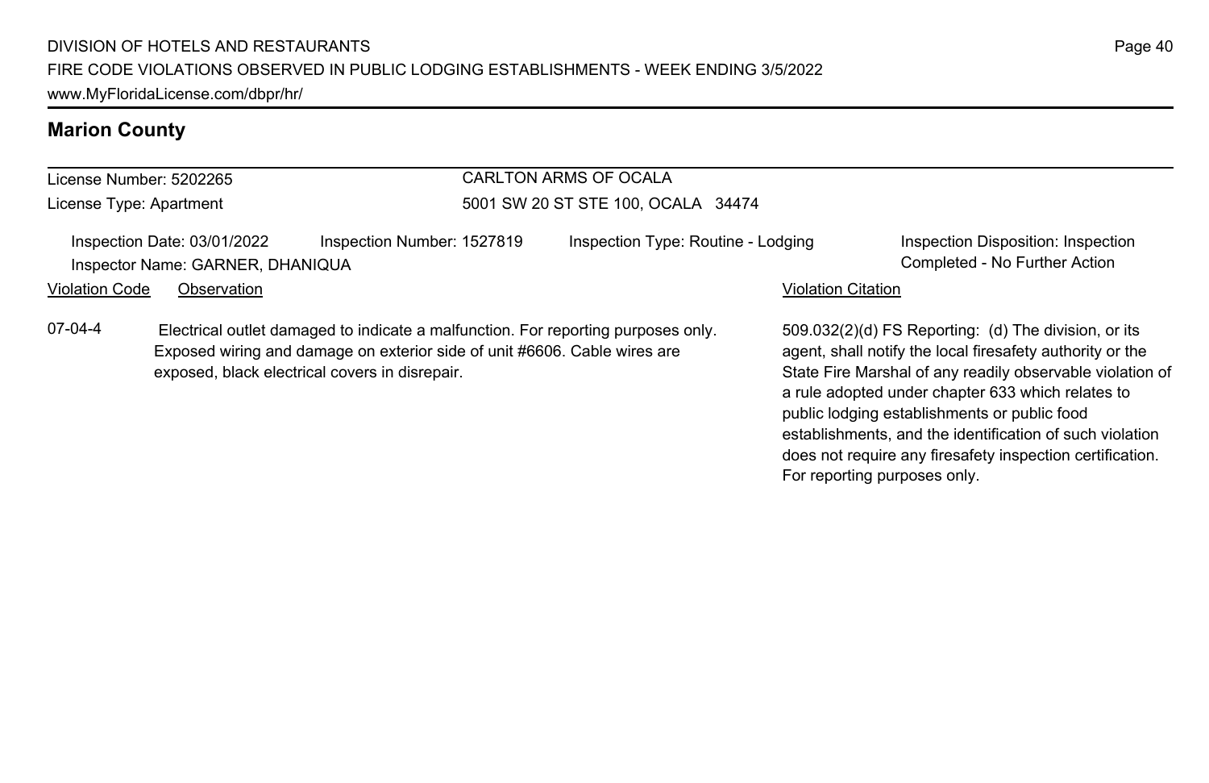## Marion County

License Number: 5202265
License Type: Apartment

CARLTON ARMS OF OCALA
5001 SW 20 ST STE 100, OCALA 34474

Inspection Date: 03/01/2022 | Inspection Number: 1527819 | Inspection Type: Routine - Lodging | Inspection Disposition: Inspection Completed - No Further Action
Inspector Name: GARNER, DHANIQUA

| Violation Code | Observation | Violation Citation |
|---|---|---|
| 07-04-4 | Electrical outlet damaged to indicate a malfunction. For reporting purposes only. Exposed wiring and damage on exterior side of unit #6606. Cable wires are exposed, black electrical covers in disrepair. | 509.032(2)(d) FS Reporting: (d) The division, or its agent, shall notify the local firesafety authority or the State Fire Marshal of any readily observable violation of a rule adopted under chapter 633 which relates to public lodging establishments or public food establishments, and the identification of such violation does not require any firesafety inspection certification. For reporting purposes only. |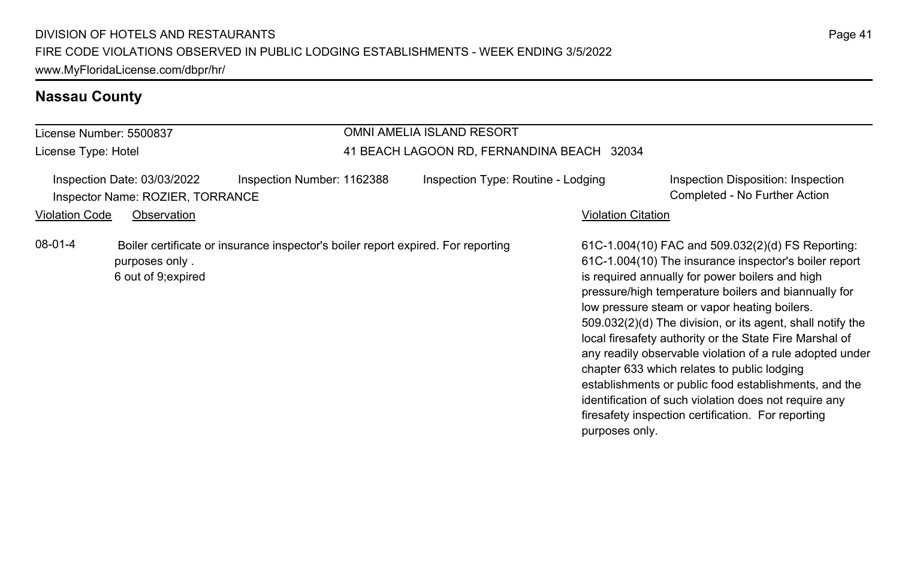DIVISION OF HOTELS AND RESTAURANTS
FIRE CODE VIOLATIONS OBSERVED IN PUBLIC LODGING ESTABLISHMENTS - WEEK ENDING 3/5/2022
www.MyFloridaLicense.com/dbpr/hr/

## Nassau County

License Number: 5500837
License Type: Hotel

OMNI AMELIA ISLAND RESORT
41 BEACH LAGOON RD, FERNANDINA BEACH 32034

Inspection Date: 03/03/2022
Inspector Name: ROZIER, TORRANCE
Inspection Number: 1162388
Inspection Type: Routine - Lodging
Inspection Disposition: Inspection Completed - No Further Action

| Violation Code | Observation | Violation Citation |
| --- | --- | --- |
| 08-01-4 | Boiler certificate or insurance inspector's boiler report expired. For reporting purposes only . 6 out of 9;expired | 61C-1.004(10) FAC and 509.032(2)(d) FS Reporting: 61C-1.004(10) The insurance inspector's boiler report is required annually for power boilers and high pressure/high temperature boilers and biannually for low pressure steam or vapor heating boilers. 509.032(2)(d) The division, or its agent, shall notify the local firesafety authority or the State Fire Marshal of any readily observable violation of a rule adopted under chapter 633 which relates to public lodging establishments or public food establishments, and the identification of such violation does not require any firesafety inspection certification. For reporting purposes only. |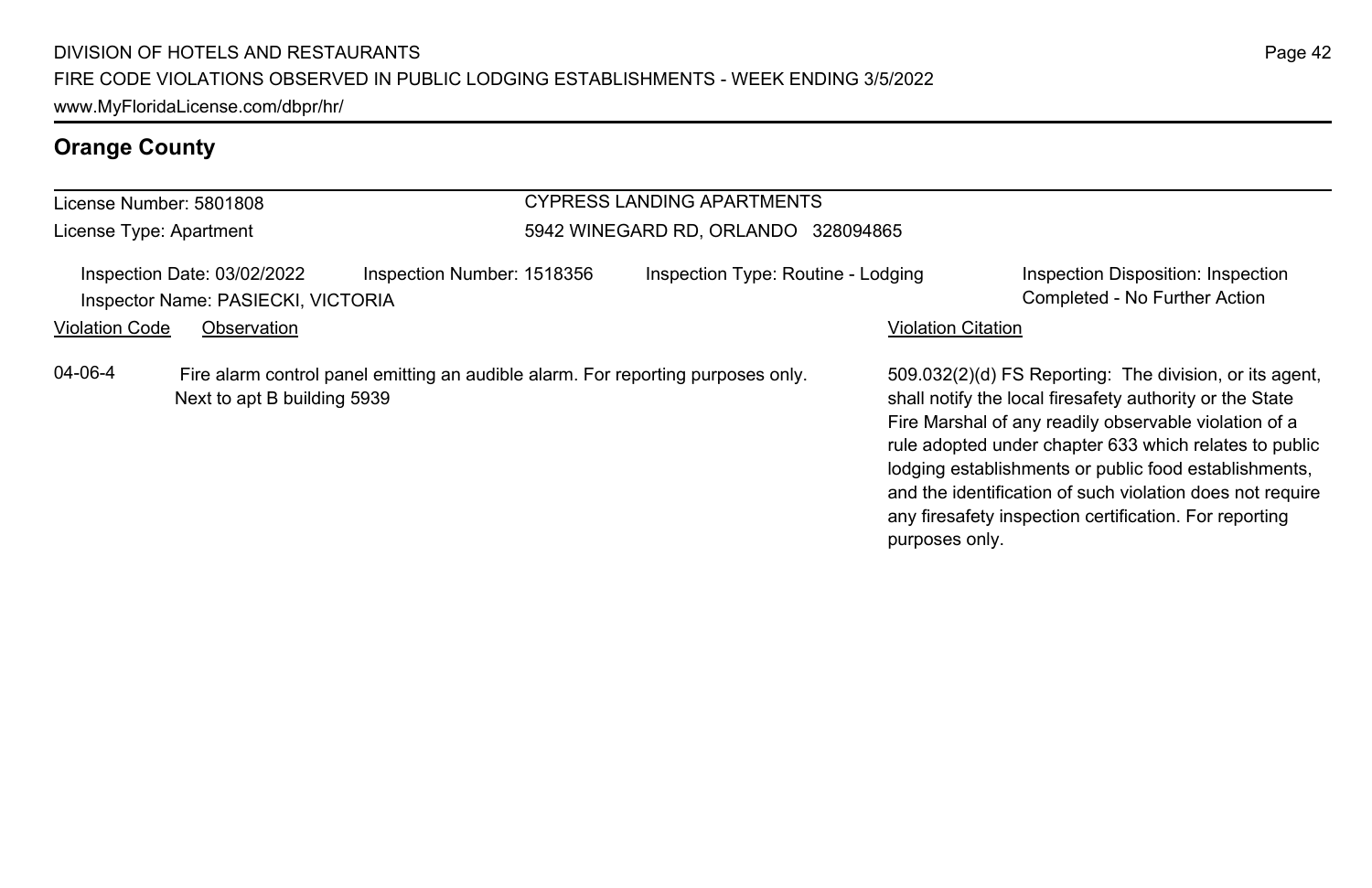## Orange County

License Number: 5801808

License Type: Apartment

CYPRESS LANDING APARTMENTS

5942 WINEGARD RD, ORLANDO 328094865

Inspection Date: 03/02/2022

Inspection Number: 1518356

Inspection Type: Routine - Lodging

Inspection Disposition: Inspection Completed - No Further Action

Inspector Name: PASIECKI, VICTORIA

| Violation Code | Observation | Violation Citation |
|---|---|---|
| 04-06-4 | Fire alarm control panel emitting an audible alarm. For reporting purposes only. Next to apt B building 5939 | 509.032(2)(d) FS Reporting: The division, or its agent, shall notify the local firesafety authority or the State Fire Marshal of any readily observable violation of a rule adopted under chapter 633 which relates to public lodging establishments or public food establishments, and the identification of such violation does not require any firesafety inspection certification. For reporting purposes only. |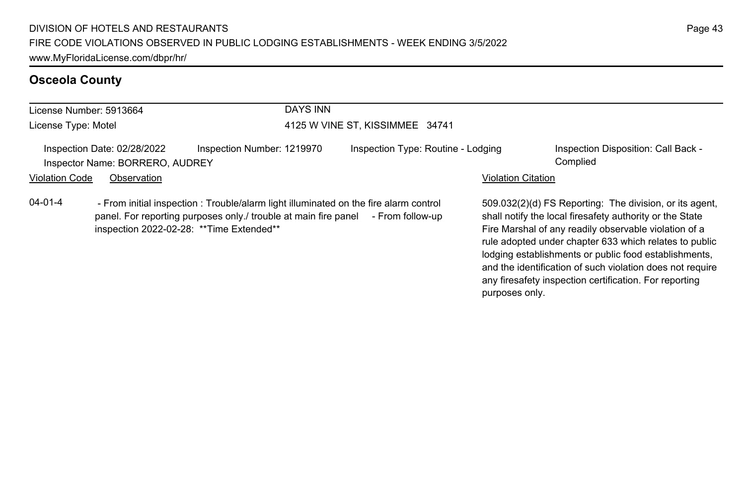## Osceola County

License Number: 5913664
License Type: Motel

DAYS INN
4125 W VINE ST, KISSIMMEE 34741

Inspection Date: 02/28/2022
Inspector Name: BORRERO, AUDREY
Inspection Number: 1219970
Inspection Type: Routine - Lodging
Inspection Disposition: Call Back - Complied

| Violation Code | Observation | Violation Citation |
|---|---|---|
| 04-01-4 | - From initial inspection : Trouble/alarm light illuminated on the fire alarm control panel. For reporting purposes only./ trouble at main fire panel - From follow-up inspection 2022-02-28: **Time Extended** | 509.032(2)(d) FS Reporting: The division, or its agent, shall notify the local firesafety authority or the State Fire Marshal of any readily observable violation of a rule adopted under chapter 633 which relates to public lodging establishments or public food establishments, and the identification of such violation does not require any firesafety inspection certification. For reporting purposes only. |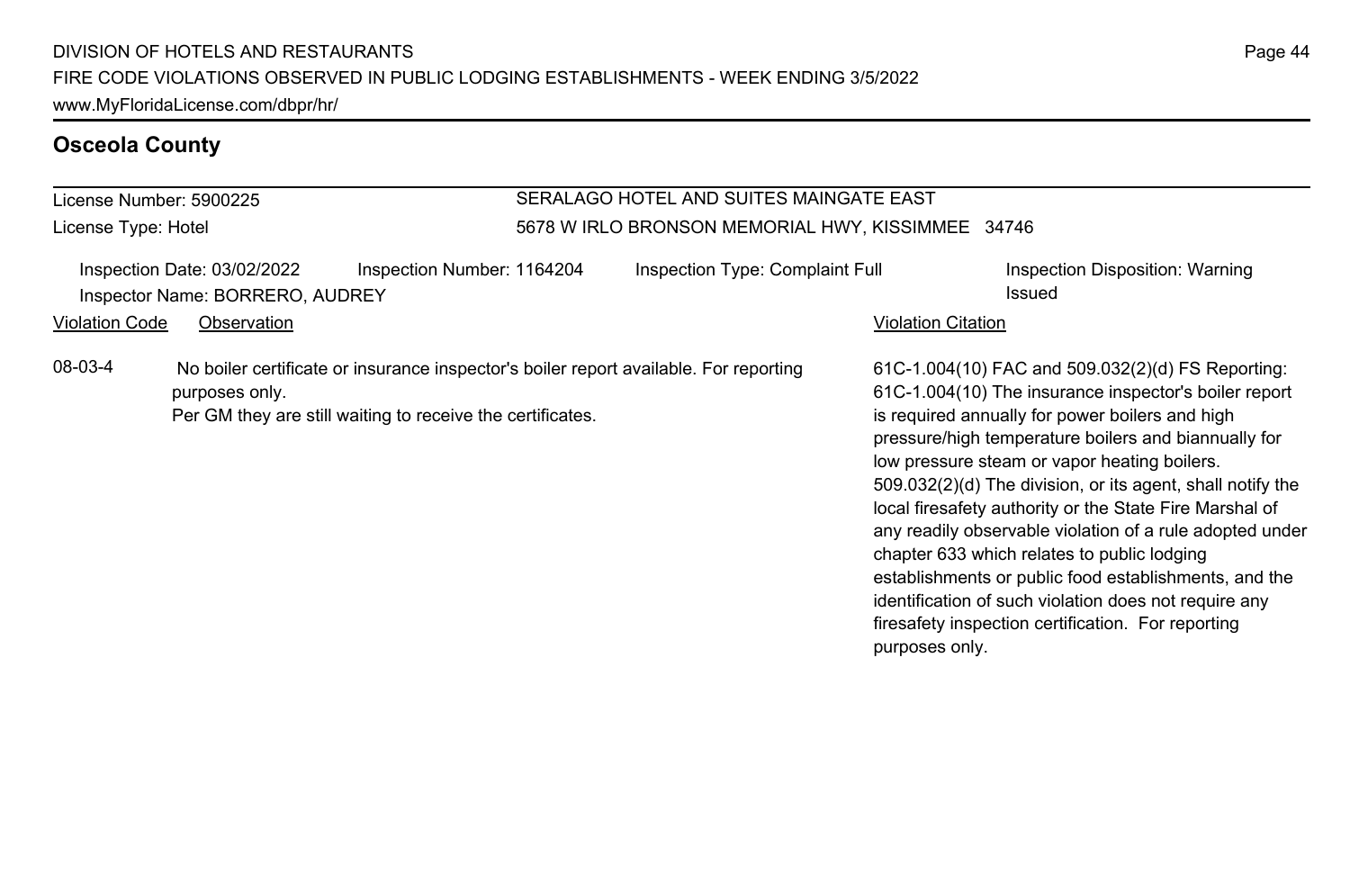## Osceola County

License Number: 5900225

License Type: Hotel

SERALAGO HOTEL AND SUITES MAINGATE EAST

5678 W IRLO BRONSON MEMORIAL HWY, KISSIMMEE 34746

Inspection Date: 03/02/2022 Inspection Number: 1164204 Inspection Type: Complaint Full Inspection Disposition: Warning Issued

Inspector Name: BORRERO, AUDREY

| Violation Code | Observation | Violation Citation |
| --- | --- | --- |
| 08-03-4 | No boiler certificate or insurance inspector's boiler report available. For reporting purposes only. Per GM they are still waiting to receive the certificates. | 61C-1.004(10) FAC and 509.032(2)(d) FS Reporting: 61C-1.004(10) The insurance inspector's boiler report is required annually for power boilers and high pressure/high temperature boilers and biannually for low pressure steam or vapor heating boilers. 509.032(2)(d) The division, or its agent, shall notify the local firesafety authority or the State Fire Marshal of any readily observable violation of a rule adopted under chapter 633 which relates to public lodging establishments or public food establishments, and the identification of such violation does not require any firesafety inspection certification. For reporting purposes only. |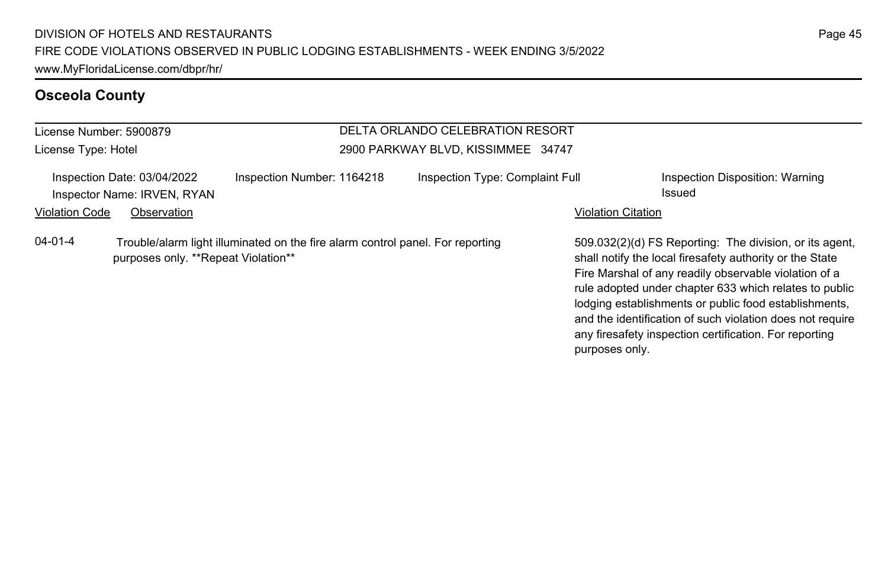## Osceola County

License Number: 5900879

License Type: Hotel

DELTA ORLANDO CELEBRATION RESORT

2900 PARKWAY BLVD, KISSIMMEE 34747

Inspection Date: 03/04/2022 | Inspection Number: 1164218 | Inspection Type: Complaint Full | Inspection Disposition: Warning Issued

Inspector Name: IRVEN, RYAN

| Violation Code | Observation | Violation Citation |
|---|---|---|
| 04-01-4 | Trouble/alarm light illuminated on the fire alarm control panel. For reporting purposes only. **Repeat Violation** | 509.032(2)(d) FS Reporting: The division, or its agent, shall notify the local firesafety authority or the State Fire Marshal of any readily observable violation of a rule adopted under chapter 633 which relates to public lodging establishments or public food establishments, and the identification of such violation does not require any firesafety inspection certification. For reporting purposes only. |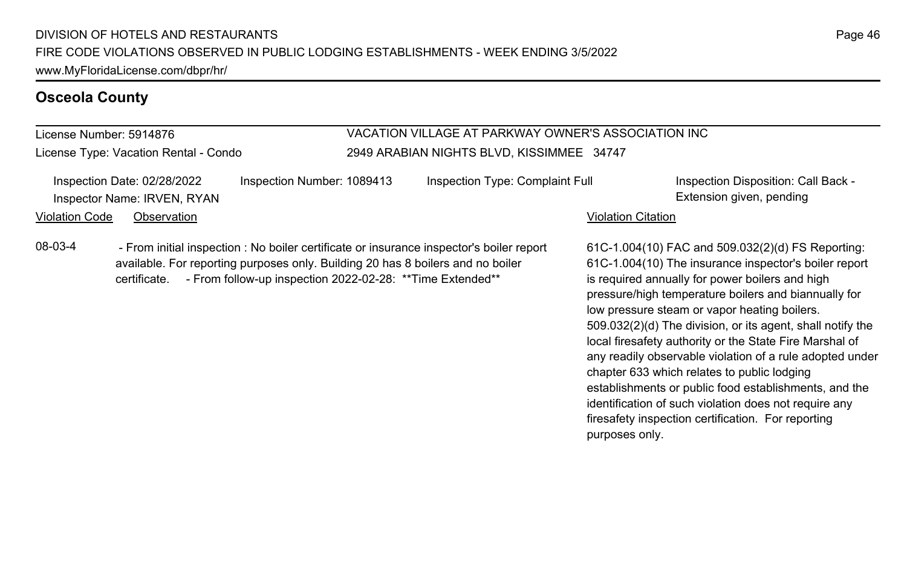## Osceola County

License Number: 5914876

License Type: Vacation Rental - Condo

VACATION VILLAGE AT PARKWAY OWNER'S ASSOCIATION INC

2949 ARABIAN NIGHTS BLVD, KISSIMMEE 34747

Inspection Date: 02/28/2022 Inspection Number: 1089413 Inspection Type: Complaint Full Inspection Disposition: Call Back - Extension given, pending

Inspector Name: IRVEN, RYAN

| Violation Code | Observation | Violation Citation |
|---|---|---|
| 08-03-4 | - From initial inspection : No boiler certificate or insurance inspector's boiler report available. For reporting purposes only. Building 20 has 8 boilers and no boiler certificate. - From follow-up inspection 2022-02-28: **Time Extended** | 61C-1.004(10) FAC and 509.032(2)(d) FS Reporting: 61C-1.004(10) The insurance inspector's boiler report is required annually for power boilers and high pressure/high temperature boilers and biannually for low pressure steam or vapor heating boilers. 509.032(2)(d) The division, or its agent, shall notify the local firesafety authority or the State Fire Marshal of any readily observable violation of a rule adopted under chapter 633 which relates to public lodging establishments or public food establishments, and the identification of such violation does not require any firesafety inspection certification. For reporting purposes only. |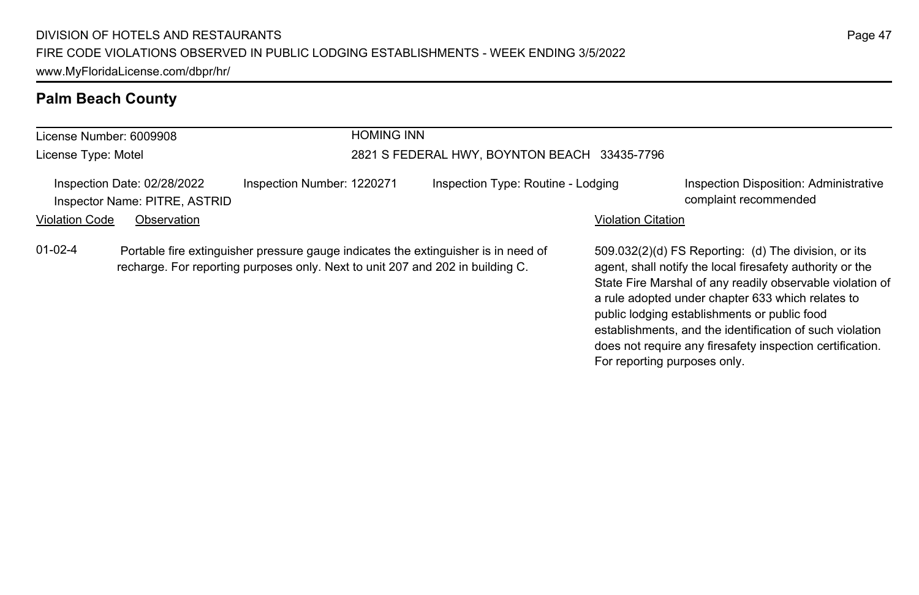## Palm Beach County

License Number: 6009908
License Type: Motel

HOMING INN
2821 S FEDERAL HWY, BOYNTON BEACH 33435-7796

Inspection Date: 02/28/2022
Inspector Name: PITRE, ASTRID
Inspection Number: 1220271
Inspection Type: Routine - Lodging
Inspection Disposition: Administrative complaint recommended

| Violation Code | Observation | Violation Citation |
| --- | --- | --- |
| 01-02-4 | Portable fire extinguisher pressure gauge indicates the extinguisher is in need of recharge. For reporting purposes only. Next to unit 207 and 202 in building C. | 509.032(2)(d) FS Reporting: (d) The division, or its agent, shall notify the local firesafety authority or the State Fire Marshal of any readily observable violation of a rule adopted under chapter 633 which relates to public lodging establishments or public food establishments, and the identification of such violation does not require any firesafety inspection certification. For reporting purposes only. |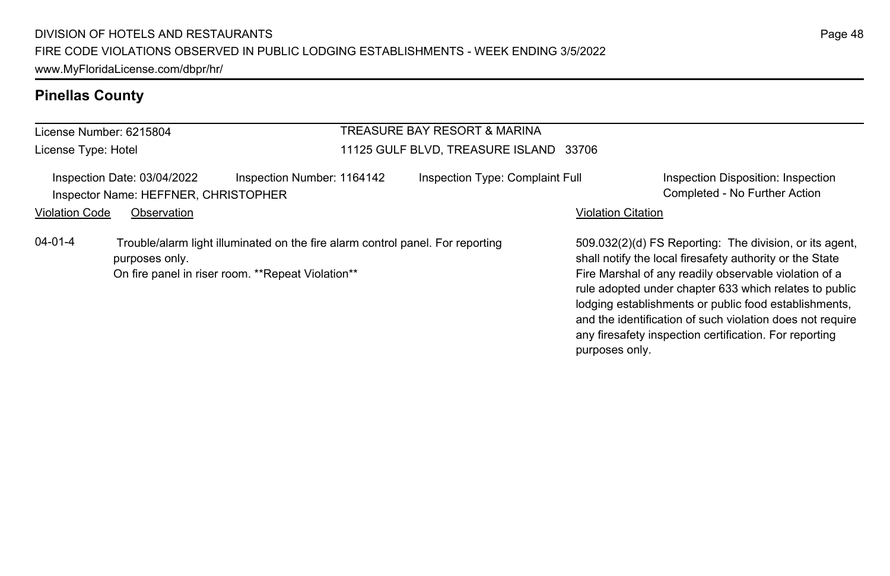## Pinellas County

License Number: 6215804
License Type: Hotel

TREASURE BAY RESORT & MARINA
11125 GULF BLVD, TREASURE ISLAND 33706

Inspection Date: 03/04/2022 | Inspection Number: 1164142 | Inspection Type: Complaint Full | Inspection Disposition: Inspection Completed - No Further Action

Inspector Name: HEFFNER, CHRISTOPHER

| Violation Code | Observation | Violation Citation |
|---|---|---|
| 04-01-4 | Trouble/alarm light illuminated on the fire alarm control panel. For reporting purposes only. On fire panel in riser room. **Repeat Violation** | 509.032(2)(d) FS Reporting: The division, or its agent, shall notify the local firesafety authority or the State Fire Marshal of any readily observable violation of a rule adopted under chapter 633 which relates to public lodging establishments or public food establishments, and the identification of such violation does not require any firesafety inspection certification. For reporting purposes only. |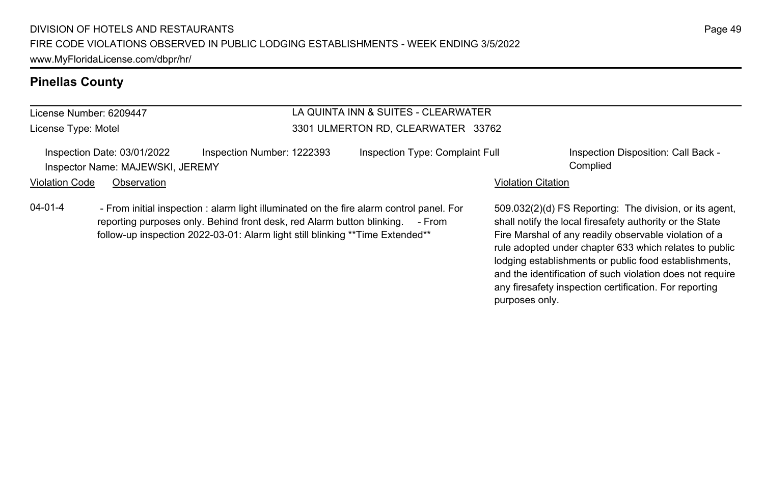## Pinellas County

License Number: 6209447

License Type: Motel

LA QUINTA INN & SUITES - CLEARWATER

3301 ULMERTON RD, CLEARWATER 33762

Inspection Date: 03/01/2022 | Inspection Number: 1222393 | Inspection Type: Complaint Full | Inspection Disposition: Call Back - Complied

Inspector Name: MAJEWSKI, JEREMY

| Violation Code | Observation | Violation Citation |
|---|---|---|
| 04-01-4 | - From initial inspection : alarm light illuminated on the fire alarm control panel. For reporting purposes only. Behind front desk, red Alarm button blinking. - From follow-up inspection 2022-03-01: Alarm light still blinking **Time Extended** | 509.032(2)(d) FS Reporting: The division, or its agent, shall notify the local firesafety authority or the State Fire Marshal of any readily observable violation of a rule adopted under chapter 633 which relates to public lodging establishments or public food establishments, and the identification of such violation does not require any firesafety inspection certification. For reporting purposes only. |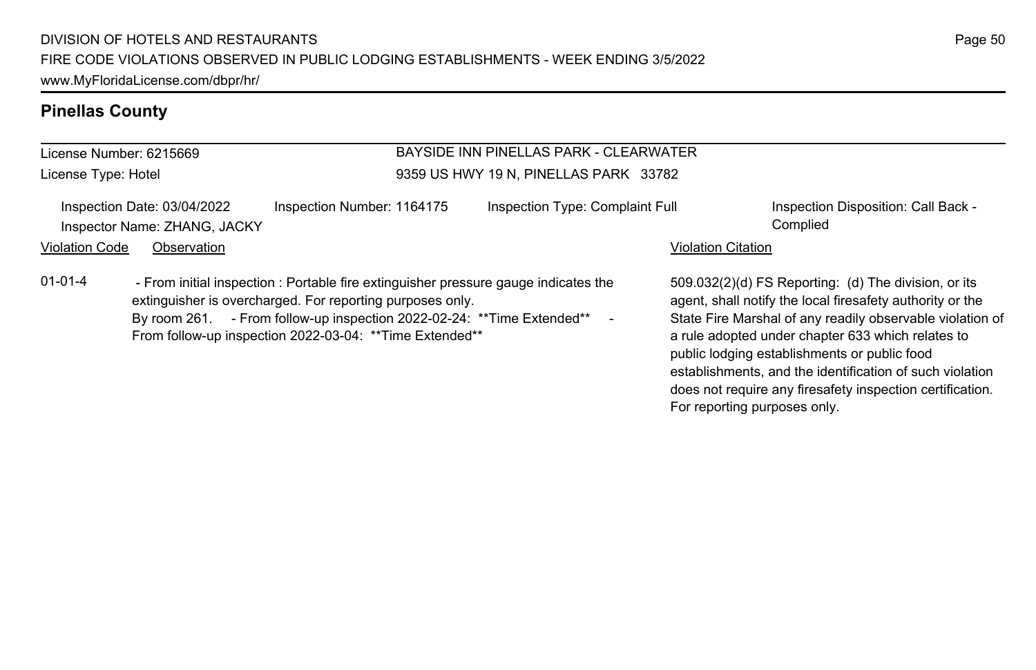## Pinellas County

| License Number: 6215669 | BAYSIDE INN PINELLAS PARK - CLEARWATER |
|---|---|
| License Type: Hotel | 9359 US HWY 19 N, PINELLAS PARK 33782 |

Inspection Date: 03/04/2022 | Inspection Number: 1164175 | Inspection Type: Complaint Full | Inspection Disposition: Call Back - Complied

Inspector Name: ZHANG, JACKY

| Violation Code | Observation | Violation Citation |
|---|---|---|
| 01-01-4 | - From initial inspection : Portable fire extinguisher pressure gauge indicates the extinguisher is overcharged. For reporting purposes only. By room 261. - From follow-up inspection 2022-02-24: **Time Extended** - From follow-up inspection 2022-03-04: **Time Extended** | 509.032(2)(d) FS Reporting: (d) The division, or its agent, shall notify the local firesafety authority or the State Fire Marshal of any readily observable violation of a rule adopted under chapter 633 which relates to public lodging establishments or public food establishments, and the identification of such violation does not require any firesafety inspection certification. For reporting purposes only. |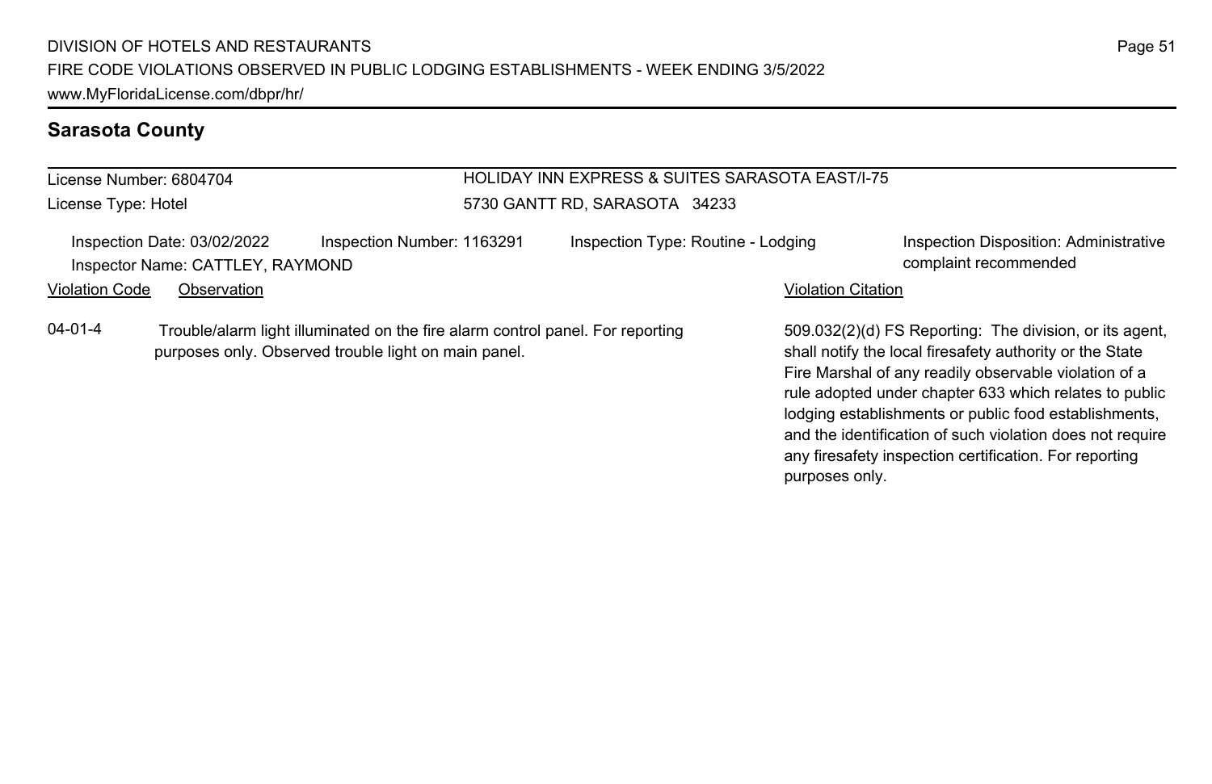## Sarasota County

License Number: 6804704

License Type: Hotel

HOLIDAY INN EXPRESS & SUITES SARASOTA EAST/I-75
5730 GANTT RD, SARASOTA 34233

Inspection Date: 03/02/2022 | Inspection Number: 1163291 | Inspection Type: Routine - Lodging | Inspection Disposition: Administrative complaint recommended

Inspector Name: CATTLEY, RAYMOND

| Violation Code | Observation | Violation Citation |
| --- | --- | --- |
| 04-01-4 | Trouble/alarm light illuminated on the fire alarm control panel. For reporting purposes only. Observed trouble light on main panel. | 509.032(2)(d) FS Reporting: The division, or its agent, shall notify the local firesafety authority or the State Fire Marshal of any readily observable violation of a rule adopted under chapter 633 which relates to public lodging establishments or public food establishments, and the identification of such violation does not require any firesafety inspection certification. For reporting purposes only. |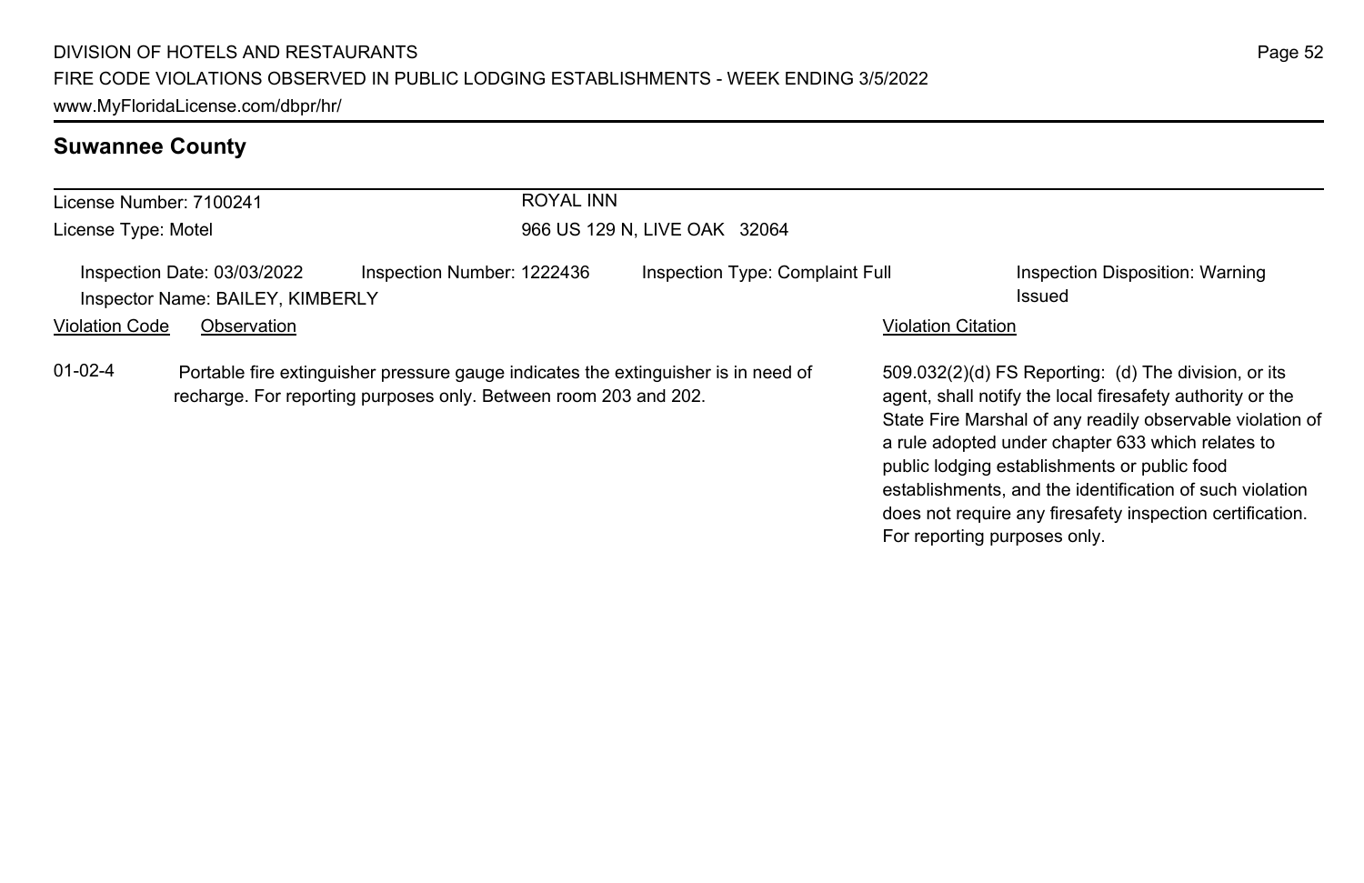## Suwannee County

License Number: 7100241
License Type: Motel

ROYAL INN
966 US 129 N, LIVE OAK 32064

Inspection Date: 03/03/2022 | Inspection Number: 1222436 | Inspection Type: Complaint Full | Inspection Disposition: Warning Issued
Inspector Name: BAILEY, KIMBERLY

| Violation Code | Observation | Violation Citation |
| --- | --- | --- |
| 01-02-4 | Portable fire extinguisher pressure gauge indicates the extinguisher is in need of recharge. For reporting purposes only. Between room 203 and 202. | 509.032(2)(d) FS Reporting: (d) The division, or its agent, shall notify the local firesafety authority or the State Fire Marshal of any readily observable violation of a rule adopted under chapter 633 which relates to public lodging establishments or public food establishments, and the identification of such violation does not require any firesafety inspection certification. For reporting purposes only. |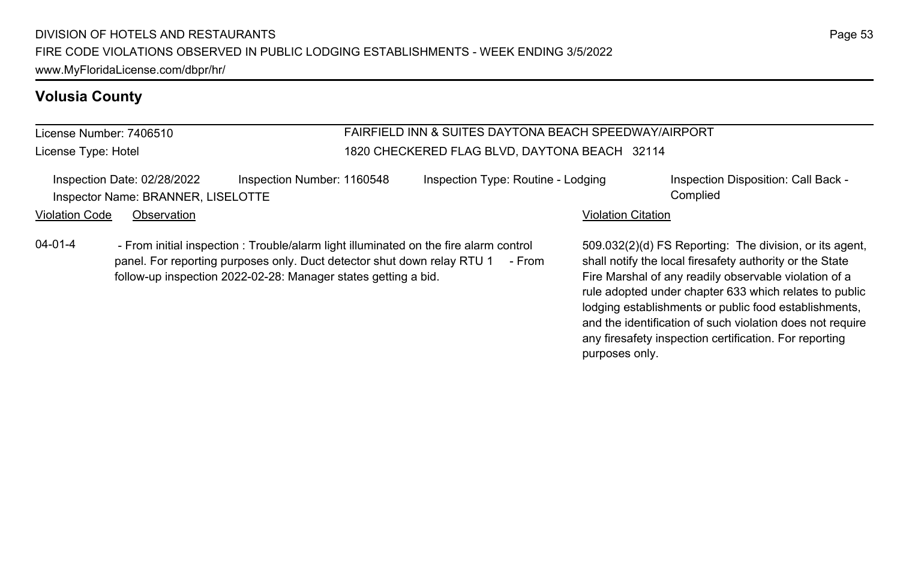## Volusia County

License Number: 7406510
License Type: Hotel

FAIRFIELD INN & SUITES DAYTONA BEACH SPEEDWAY/AIRPORT
1820 CHECKERED FLAG BLVD, DAYTONA BEACH 32114

Inspection Date: 02/28/2022 Inspection Number: 1160548 Inspection Type: Routine - Lodging Inspection Disposition: Call Back - Complied
Inspector Name: BRANNER, LISELOTTE

| Violation Code | Observation | Violation Citation |
| --- | --- | --- |
| 04-01-4 | - From initial inspection : Trouble/alarm light illuminated on the fire alarm control panel. For reporting purposes only. Duct detector shut down relay RTU 1 - From follow-up inspection 2022-02-28: Manager states getting a bid. | 509.032(2)(d) FS Reporting: The division, or its agent, shall notify the local firesafety authority or the State Fire Marshal of any readily observable violation of a rule adopted under chapter 633 which relates to public lodging establishments or public food establishments, and the identification of such violation does not require any firesafety inspection certification. For reporting purposes only. |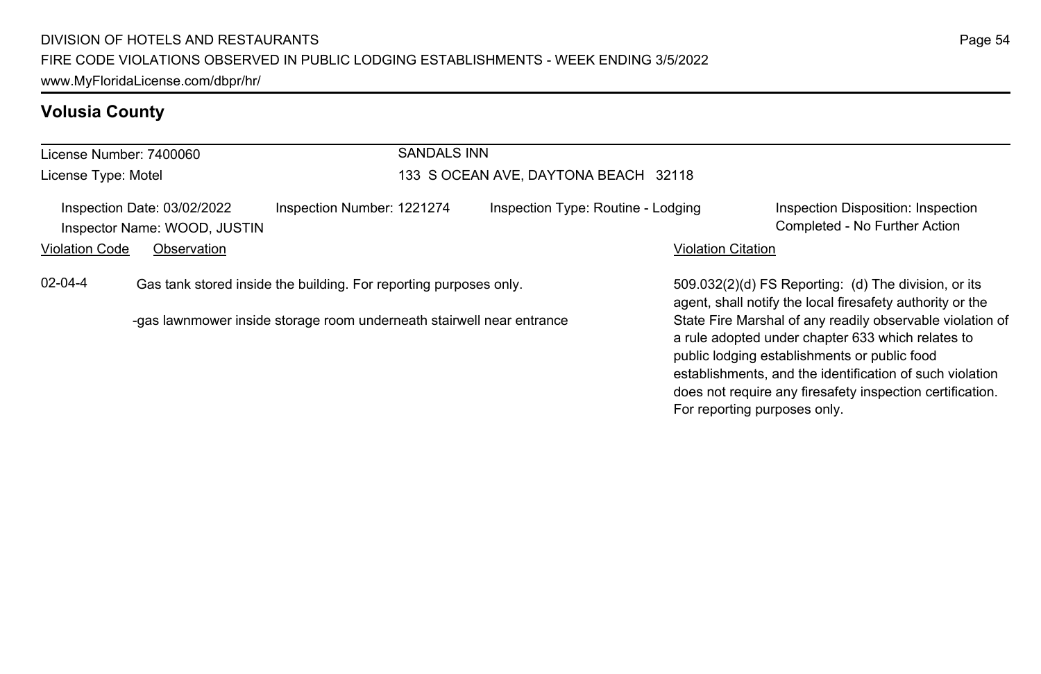## Volusia County

License Number: 7400060

License Type: Motel

SANDALS INN

133 S OCEAN AVE, DAYTONA BEACH 32118

Inspection Date: 03/02/2022

Inspector Name: WOOD, JUSTIN

Inspection Number: 1221274

Inspection Type: Routine - Lodging

Inspection Disposition: Inspection Completed - No Further Action

| Violation Code | Observation | Violation Citation |
|---|---|---|
| 02-04-4 | Gas tank stored inside the building. For reporting purposes only.<br><br>-gas lawnmower inside storage room underneath stairwell near entrance | 509.032(2)(d) FS Reporting: (d) The division, or its agent, shall notify the local firesafety authority or the State Fire Marshal of any readily observable violation of a rule adopted under chapter 633 which relates to public lodging establishments or public food establishments, and the identification of such violation does not require any firesafety inspection certification. For reporting purposes only. |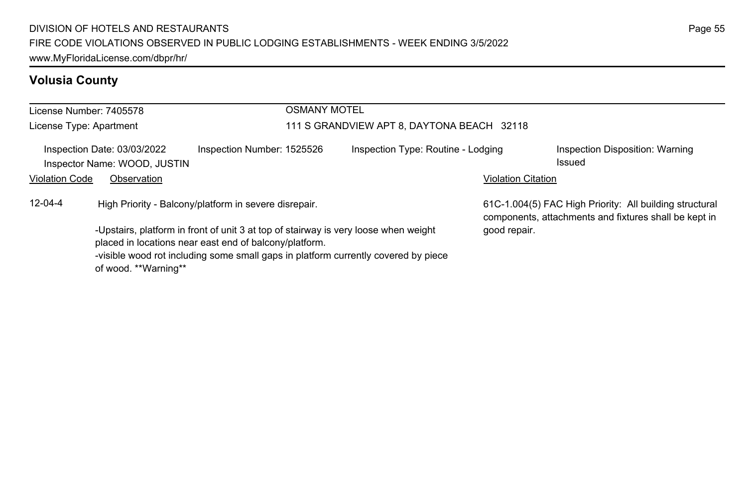## Volusia County

License Number: 7405578

License Type: Apartment

OSMANY MOTEL

111 S GRANDVIEW APT 8, DAYTONA BEACH 32118

Inspection Date: 03/03/2022

Inspector Name: WOOD, JUSTIN

Inspection Number: 1525526

Inspection Type: Routine - Lodging

Inspection Disposition: Warning Issued

| Violation Code | Observation | Violation Citation |
|---|---|---|
| 12-04-4 | High Priority - Balcony/platform in severe disrepair.<br><br>-Upstairs, platform in front of unit 3 at top of stairway is very loose when weight placed in locations near east end of balcony/platform.<br>-visible wood rot including some small gaps in platform currently covered by piece of wood. **Warning** | 61C-1.004(5) FAC High Priority: All building structural components, attachments and fixtures shall be kept in good repair. |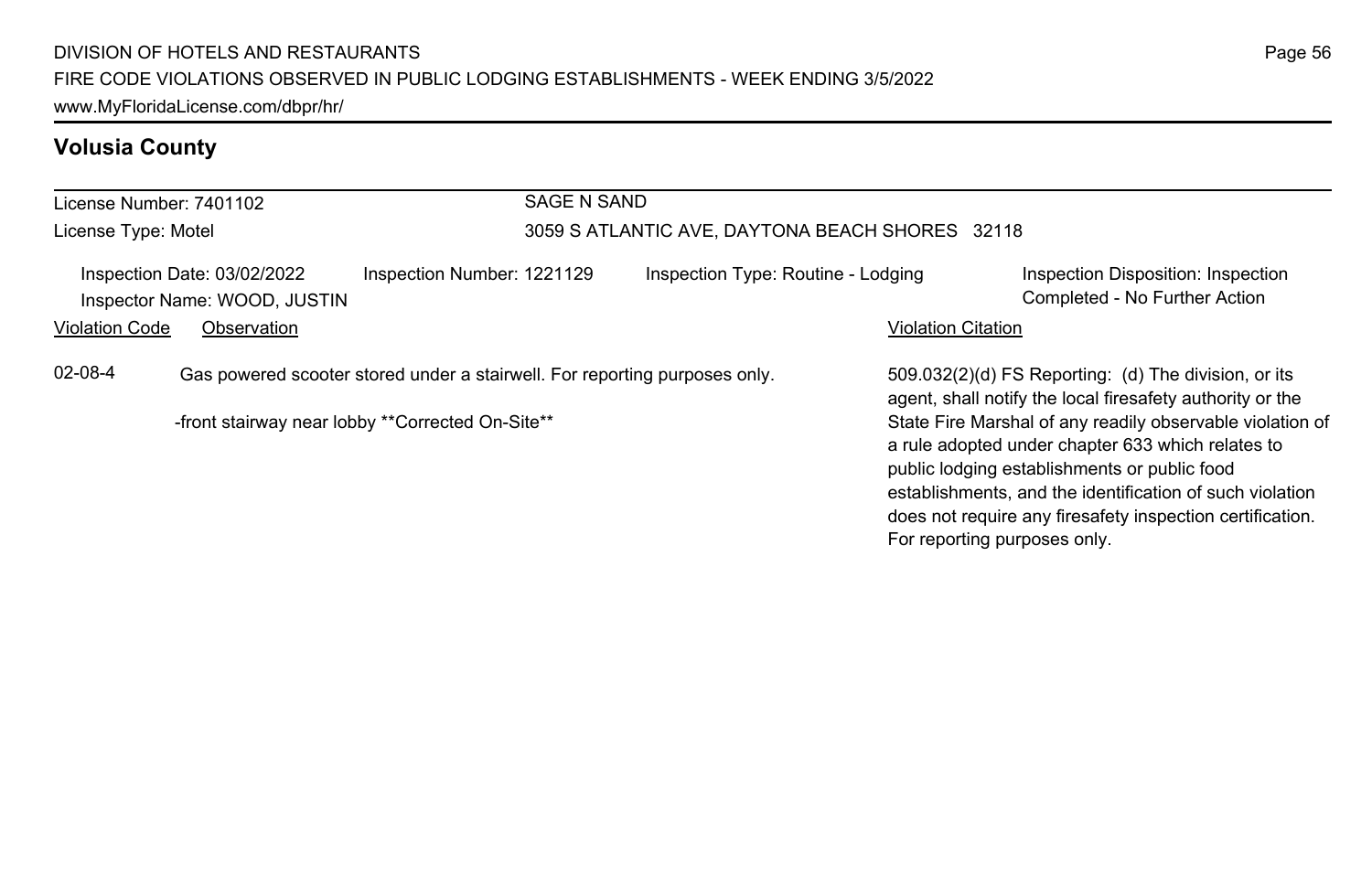## Volusia County

License Number: 7401102

License Type: Motel

SAGE N SAND

3059 S ATLANTIC AVE, DAYTONA BEACH SHORES 32118

Inspection Date: 03/02/2022 | Inspection Number: 1221129 | Inspection Type: Routine - Lodging | Inspection Disposition: Inspection Completed - No Further Action

Inspector Name: WOOD, JUSTIN

| Violation Code | Observation | Violation Citation |
|---|---|---|
| 02-08-4 | Gas powered scooter stored under a stairwell. For reporting purposes only.<br><br>-front stairway near lobby **Corrected On-Site** | 509.032(2)(d) FS Reporting: (d) The division, or its agent, shall notify the local firesafety authority or the State Fire Marshal of any readily observable violation of a rule adopted under chapter 633 which relates to public lodging establishments or public food establishments, and the identification of such violation does not require any firesafety inspection certification. For reporting purposes only. |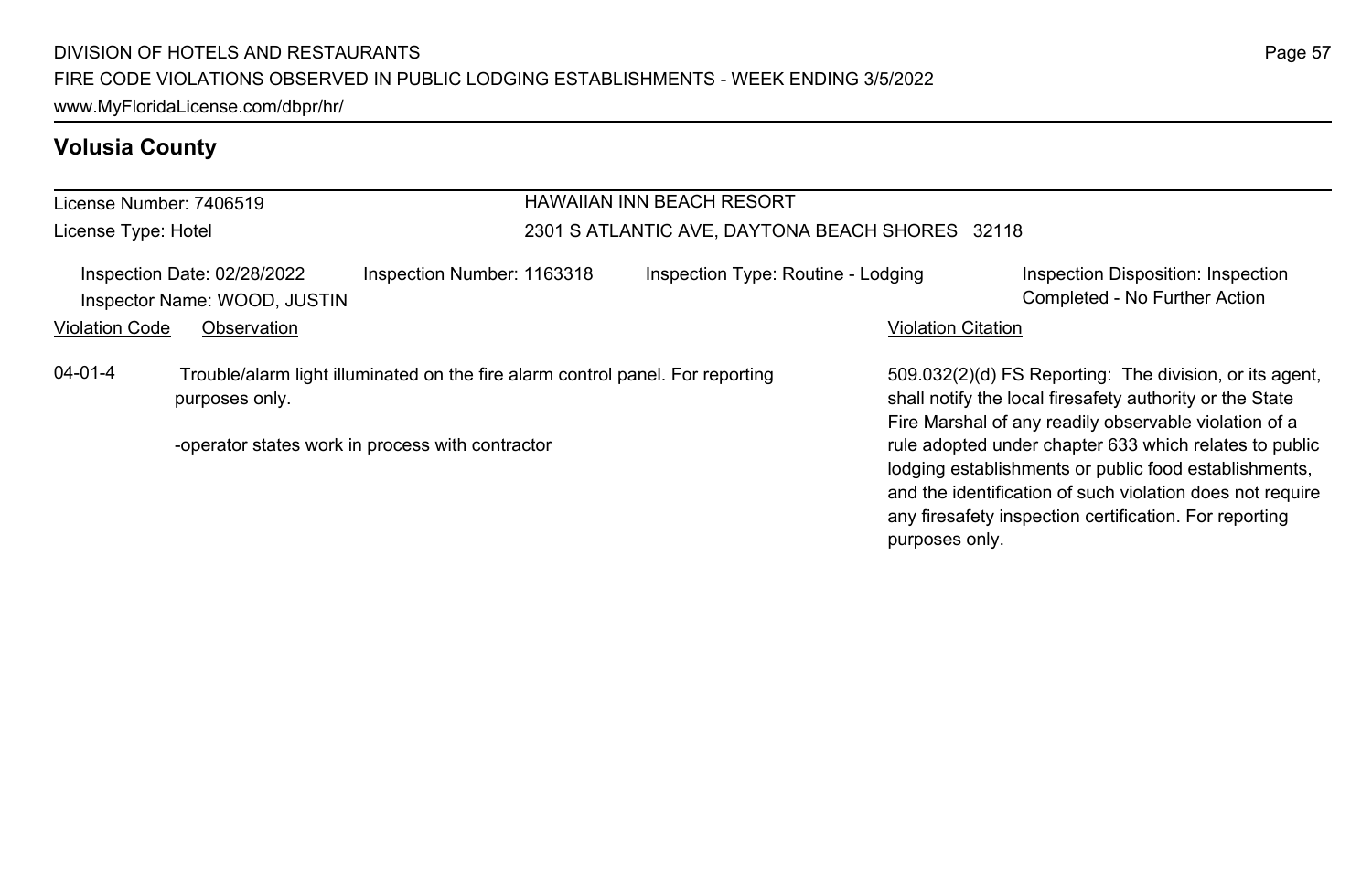## Volusia County

License Number: 7406519

License Type: Hotel

HAWAIIAN INN BEACH RESORT

2301 S ATLANTIC AVE, DAYTONA BEACH SHORES 32118

Inspection Date: 02/28/2022    Inspection Number: 1163318    Inspection Type: Routine - Lodging    Inspection Disposition: Inspection Completed - No Further Action

Inspector Name: WOOD, JUSTIN

| Violation Code | Observation | Violation Citation |
|---|---|---|
| 04-01-4 | Trouble/alarm light illuminated on the fire alarm control panel. For reporting purposes only.<br><br>-operator states work in process with contractor | 509.032(2)(d) FS Reporting: The division, or its agent, shall notify the local firesafety authority or the State Fire Marshal of any readily observable violation of a rule adopted under chapter 633 which relates to public lodging establishments or public food establishments, and the identification of such violation does not require any firesafety inspection certification. For reporting purposes only. |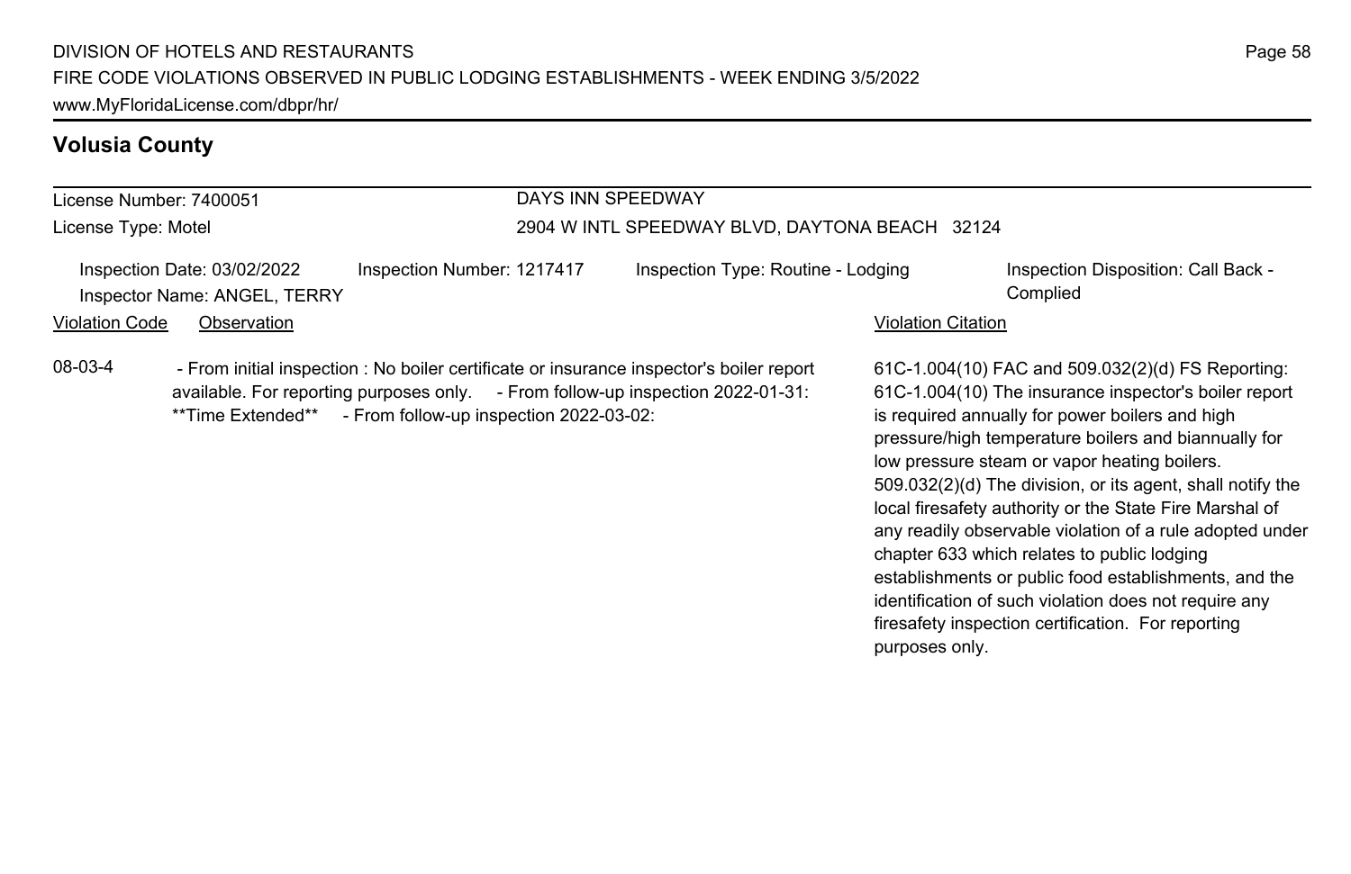## Volusia County

License Number: 7400051

License Type: Motel

DAYS INN SPEEDWAY

2904 W INTL SPEEDWAY BLVD, DAYTONA BEACH 32124

Inspection Date: 03/02/2022 | Inspection Number: 1217417 | Inspection Type: Routine - Lodging | Inspection Disposition: Call Back - Complied

Inspector Name: ANGEL, TERRY

| Violation Code | Observation | Violation Citation |
|---|---|---|
| 08-03-4 | - From initial inspection : No boiler certificate or insurance inspector's boiler report available. For reporting purposes only. - From follow-up inspection 2022-01-31: **Time Extended** - From follow-up inspection 2022-03-02: | 61C-1.004(10) FAC and 509.032(2)(d) FS Reporting: 61C-1.004(10) The insurance inspector's boiler report is required annually for power boilers and high pressure/high temperature boilers and biannually for low pressure steam or vapor heating boilers. 509.032(2)(d) The division, or its agent, shall notify the local firesafety authority or the State Fire Marshal of any readily observable violation of a rule adopted under chapter 633 which relates to public lodging establishments or public food establishments, and the identification of such violation does not require any firesafety inspection certification. For reporting purposes only. |